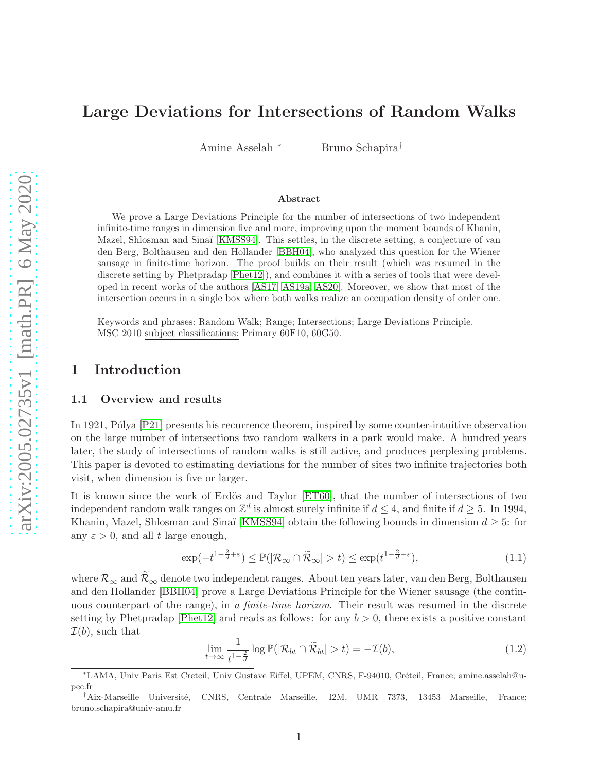# Large Deviations for Intersections of Random Walks

Amine Asselah [*] Bruno Schapira [†]

### Abstract

We prove a Large Deviations Principle for the number of intersections of two independent infinite-time ranges in dimension five and more, improving upon the moment bounds of Khanin, Mazel, Shlosman and Sinaï [KMSS94]. This settles, in the discrete setting, a conjecture of van den Berg, Bolthausen and den Hollander [BBH04], who analyzed this question for the Wiener sausage in finite-time horizon. The proof builds on their result (which was resumed in the discrete setting by Phetpradap [Phet12]), and combines it with a series of tools that were developed in recent works of the authors [AS17, AS19a, AS20]. Moreover, we show that most of the intersection occurs in a single box where both walks realize an occupation density of order one.

Keywords and phrases: Random Walk; Range; Intersections; Large Deviations Principle.
MSC 2010 subject classifications: Primary 60F10, 60G50.

## 1 Introduction

### 1.1 Overview and results

In 1921, Pólya [P21] presents his recurrence theorem, inspired by some counter-intuitive observation on the large number of intersections two random walkers in a park would make. A hundred years later, the study of intersections of random walks is still active, and produces perplexing problems. This paper is devoted to estimating deviations for the number of sites two infinite trajectories both visit, when dimension is five or larger.

It is known since the work of Erdös and Taylor [ET60], that the number of intersections of two independent random walk ranges on $\mathbb{Z}^d$ is almost surely infinite if $d \leq 4$, and finite if $d \geq 5$. In 1994, Khanin, Mazel, Shlosman and Sinaï [KMSS94] obtain the following bounds in dimension $d \geq 5$: for any $\varepsilon > 0$, and all $t$ large enough,

$$\exp(-t^{1-\frac{2}{d}+\varepsilon}) \leq \mathbb{P}(|\mathcal{R}_\infty \cap \widetilde{\mathcal{R}}_\infty| > t) \leq \exp(t^{1-\frac{2}{d}-\varepsilon}), \tag{1.1}$$

where $\mathcal{R}_\infty$ and $\widetilde{\mathcal{R}}_\infty$ denote two independent ranges. About ten years later, van den Berg, Bolthausen and den Hollander [BBH04] prove a Large Deviations Principle for the Wiener sausage (the continuous counterpart of the range), in *a finite-time horizon*. Their result was resumed in the discrete setting by Phetpradap [Phet12] and reads as follows: for any $b > 0$, there exists a positive constant $\mathcal{I}(b)$, such that

$$\lim_{t\to\infty} \frac{1}{t^{1-\frac{2}{d}}} \log \mathbb{P}(|\mathcal{R}_{bt} \cap \widetilde{\mathcal{R}}_{bt}| > t) = -\mathcal{I}(b), \tag{1.2}$$

[*] LAMA, Univ Paris Est Creteil, Univ Gustave Eiffel, UPEM, CNRS, F-94010, Créteil, France; amine.asselah@u-pec.fr

[†] Aix-Marseille Université, CNRS, Centrale Marseille, I2M, UMR 7373, 13453 Marseille, France; bruno.schapira@univ-amu.fr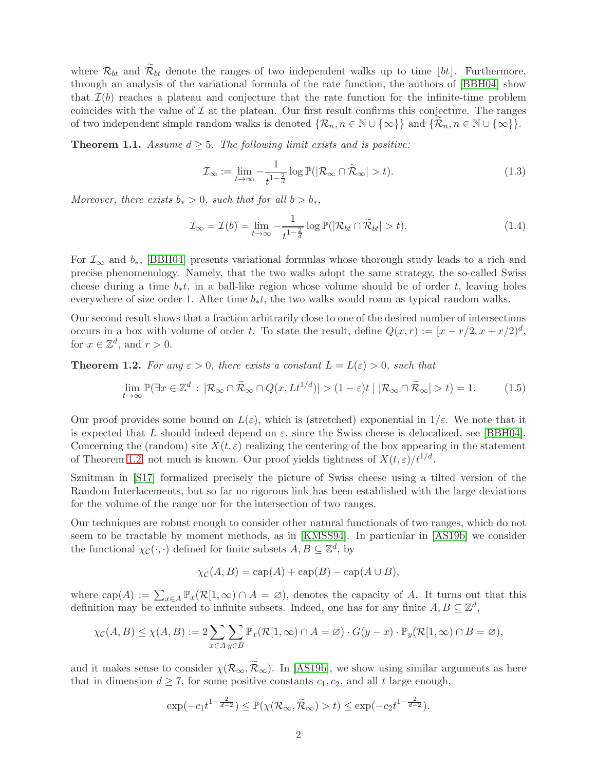where $\mathcal{R}_{bt}$ and $\widetilde{\mathcal{R}}_{bt}$ denote the ranges of two independent walks up to time $\lfloor bt \rfloor$. Furthermore, through an analysis of the variational formula of the rate function, the authors of [BBH04] show that $\mathcal{I}(b)$ reaches a plateau and conjecture that the rate function for the infinite-time problem coincides with the value of $\mathcal{I}$ at the plateau. Our first result confirms this conjecture. The ranges of two independent simple random walks is denoted $\{\mathcal{R}_n, n \in \mathbb{N} \cup \{\infty\}\}$ and $\{\widetilde{\mathcal{R}}_n, n \in \mathbb{N} \cup \{\infty\}\}$.

**Theorem 1.1.** *Assume $d \geq 5$. The following limit exists and is positive:*

$$\mathcal{I}_\infty := \lim_{t \to \infty} -\frac{1}{t^{1-\frac{2}{d}}} \log \mathbb{P}(|\mathcal{R}_\infty \cap \widetilde{\mathcal{R}}_\infty| > t). \tag{1.3}$$

*Moreover, there exists $b_* > 0$, such that for all $b > b_*$,*

$$\mathcal{I}_\infty = \mathcal{I}(b) = \lim_{t \to \infty} -\frac{1}{t^{1-\frac{2}{d}}} \log \mathbb{P}(|\mathcal{R}_{bt} \cap \widetilde{\mathcal{R}}_{bt}| > t). \tag{1.4}$$

For $\mathcal{I}_\infty$ and $b_*$, [BBH04] presents variational formulas whose thorough study leads to a rich and precise phenomenology. Namely, that the two walks adopt the same strategy, the so-called Swiss cheese during a time $b_* t$, in a ball-like region whose volume should be of order $t$, leaving holes everywhere of size order 1. After time $b_* t$, the two walks would roam as typical random walks.

Our second result shows that a fraction arbitrarily close to one of the desired number of intersections occurs in a box with volume of order $t$. To state the result, define $Q(x, r) := [x - r/2, x + r/2)^d$, for $x \in \mathbb{Z}^d$, and $r > 0$.

**Theorem 1.2.** *For any $\varepsilon > 0$, there exists a constant $L = L(\varepsilon) > 0$, such that*

$$\lim_{t \to \infty} \mathbb{P}(\exists x \in \mathbb{Z}^d : |\mathcal{R}_\infty \cap \widetilde{\mathcal{R}}_\infty \cap Q(x, Lt^{1/d})| > (1 - \varepsilon)t \mid |\mathcal{R}_\infty \cap \widetilde{\mathcal{R}}_\infty| > t) = 1. \tag{1.5}$$

Our proof provides some bound on $L(\varepsilon)$, which is (stretched) exponential in $1/\varepsilon$. We note that it is expected that $L$ should indeed depend on $\varepsilon$, since the Swiss cheese is delocalized, see [BBH04]. Concerning the (random) site $X(t, \varepsilon)$ realizing the centering of the box appearing in the statement of Theorem 1.2, not much is known. Our proof yields tightness of $X(t, \varepsilon)/t^{1/d}$.

Sznitman in [S17] formalized precisely the picture of Swiss cheese using a tilted version of the Random Interlacements, but so far no rigorous link has been established with the large deviations for the volume of the range nor for the intersection of two ranges.

Our techniques are robust enough to consider other natural functionals of two ranges, which do not seem to be tractable by moment methods, as in [KMSS94]. In particular in [AS19b] we consider the functional $\chi_{\mathcal{C}}(\cdot, \cdot)$ defined for finite subsets $A, B \subseteq \mathbb{Z}^d$, by

$$\chi_{\mathcal{C}}(A, B) = \mathrm{cap}(A) + \mathrm{cap}(B) - \mathrm{cap}(A \cup B),$$

where $\mathrm{cap}(A) := \sum_{x \in A} \mathbb{P}_x(\mathcal{R}[1, \infty) \cap A = \varnothing)$, denotes the capacity of $A$. It turns out that this definition may be extended to infinite subsets. Indeed, one has for any finite $A, B \subseteq \mathbb{Z}^d$,

$$\chi_{\mathcal{C}}(A, B) \leq \chi(A, B) := 2 \sum_{x \in A} \sum_{y \in B} \mathbb{P}_x(\mathcal{R}[1, \infty) \cap A = \varnothing) \cdot G(y - x) \cdot \mathbb{P}_y(\mathcal{R}[1, \infty) \cap B = \varnothing),$$

and it makes sense to consider $\chi(\mathcal{R}_\infty, \widetilde{\mathcal{R}}_\infty)$. In [AS19b], we show using similar arguments as here that in dimension $d \geq 7$, for some positive constants $c_1, c_2$, and all $t$ large enough,

$$\exp(-c_1 t^{1-\frac{2}{d-2}}) \leq \mathbb{P}(\chi(\mathcal{R}_\infty, \widetilde{\mathcal{R}}_\infty) > t) \leq \exp(-c_2 t^{1-\frac{2}{d-2}}).$$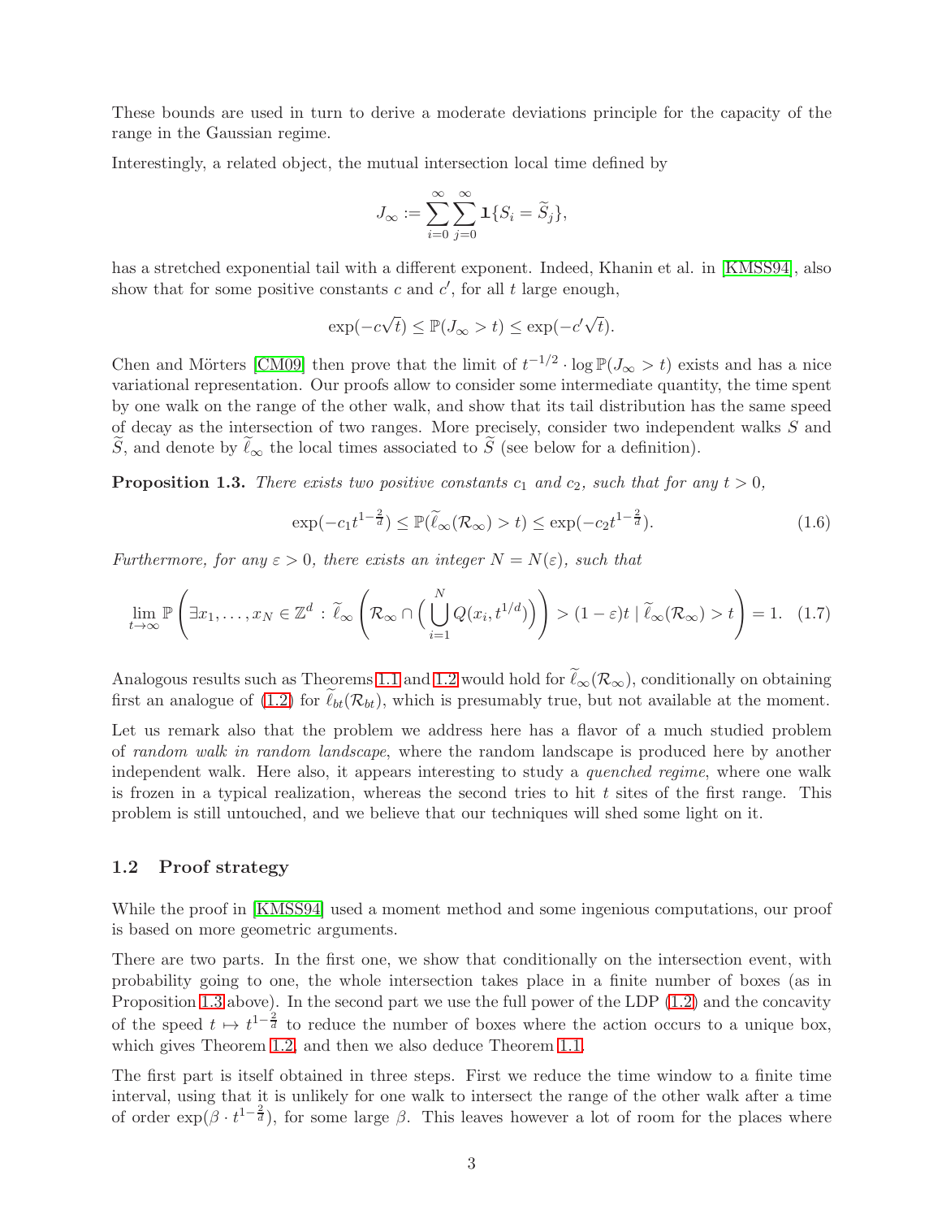These bounds are used in turn to derive a moderate deviations principle for the capacity of the range in the Gaussian regime.

Interestingly, a related object, the mutual intersection local time defined by

$$J_\infty := \sum_{i=0}^{\infty}\sum_{j=0}^{\infty} \mathbf{1}\{S_i = \widetilde{S}_j\},$$

has a stretched exponential tail with a different exponent. Indeed, Khanin et al. in [KMSS94], also show that for some positive constants $c$ and $c'$, for all $t$ large enough,

$$\exp(-c\sqrt{t}) \le \mathbb{P}(J_\infty > t) \le \exp(-c'\sqrt{t}).$$

Chen and Mörters [CM09] then prove that the limit of $t^{-1/2} \cdot \log \mathbb{P}(J_\infty > t)$ exists and has a nice variational representation. Our proofs allow to consider some intermediate quantity, the time spent by one walk on the range of the other walk, and show that its tail distribution has the same speed of decay as the intersection of two ranges. More precisely, consider two independent walks $S$ and $\widetilde{S}$, and denote by $\widetilde{\ell}_\infty$ the local times associated to $\widetilde{S}$ (see below for a definition).

**Proposition 1.3.** *There exists two positive constants $c_1$ and $c_2$, such that for any $t > 0$,*

$$\exp(-c_1 t^{1-\frac{2}{d}}) \le \mathbb{P}(\widetilde{\ell}_\infty(\mathcal{R}_\infty) > t) \le \exp(-c_2 t^{1-\frac{2}{d}}). \tag{1.6}$$

*Furthermore, for any $\varepsilon > 0$, there exists an integer $N = N(\varepsilon)$, such that*

$$\lim_{t\to\infty} \mathbb{P}\left(\exists x_1,\dots,x_N \in \mathbb{Z}^d \,:\, \widetilde{\ell}_\infty\left(\mathcal{R}_\infty \cap \Big(\bigcup_{i=1}^{N} Q(x_i, t^{1/d})\Big)\right) > (1-\varepsilon)t \mid \widetilde{\ell}_\infty(\mathcal{R}_\infty) > t\right) = 1. \tag{1.7}$$

Analogous results such as Theorems 1.1 and 1.2 would hold for $\widetilde{\ell}_\infty(\mathcal{R}_\infty)$, conditionally on obtaining first an analogue of (1.2) for $\widetilde{\ell}_{bt}(\mathcal{R}_{bt})$, which is presumably true, but not available at the moment.

Let us remark also that the problem we address here has a flavor of a much studied problem of *random walk in random landscape*, where the random landscape is produced here by another independent walk. Here also, it appears interesting to study a *quenched regime*, where one walk is frozen in a typical realization, whereas the second tries to hit $t$ sites of the first range. This problem is still untouched, and we believe that our techniques will shed some light on it.

## 1.2 Proof strategy

While the proof in [KMSS94] used a moment method and some ingenious computations, our proof is based on more geometric arguments.

There are two parts. In the first one, we show that conditionally on the intersection event, with probability going to one, the whole intersection takes place in a finite number of boxes (as in Proposition 1.3 above). In the second part we use the full power of the LDP (1.2) and the concavity of the speed $t \mapsto t^{1-\frac{2}{d}}$ to reduce the number of boxes where the action occurs to a unique box, which gives Theorem 1.2, and then we also deduce Theorem 1.1.

The first part is itself obtained in three steps. First we reduce the time window to a finite time interval, using that it is unlikely for one walk to intersect the range of the other walk after a time of order $\exp(\beta \cdot t^{1-\frac{2}{d}})$, for some large $\beta$. This leaves however a lot of room for the places where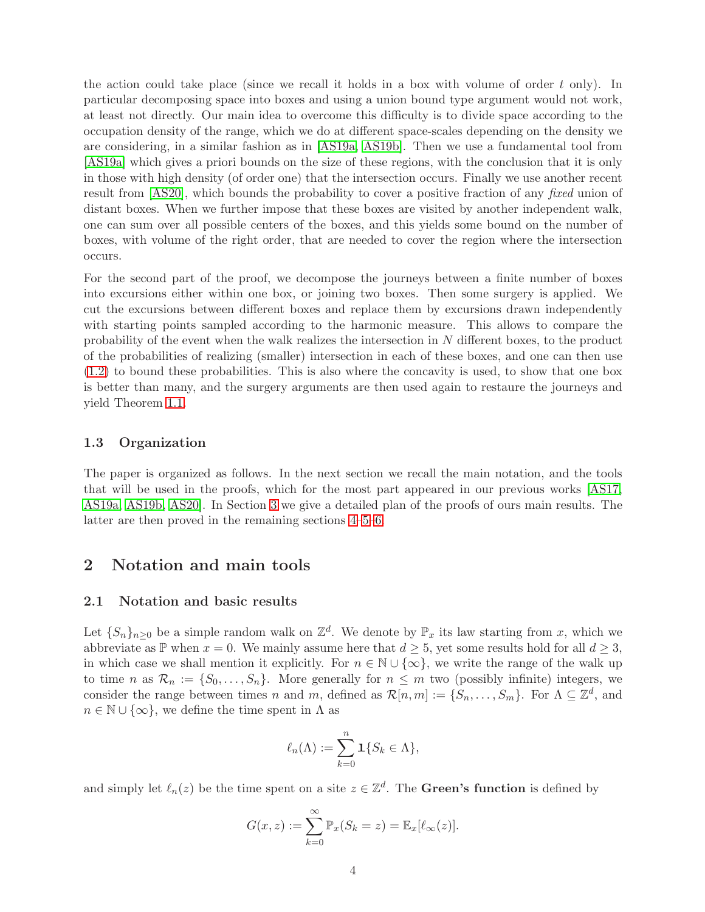the action could take place (since we recall it holds in a box with volume of order $t$ only). In particular decomposing space into boxes and using a union bound type argument would not work, at least not directly. Our main idea to overcome this difficulty is to divide space according to the occupation density of the range, which we do at different space-scales depending on the density we are considering, in a similar fashion as in [AS19a, AS19b]. Then we use a fundamental tool from [AS19a] which gives a priori bounds on the size of these regions, with the conclusion that it is only in those with high density (of order one) that the intersection occurs. Finally we use another recent result from [AS20], which bounds the probability to cover a positive fraction of any *fixed* union of distant boxes. When we further impose that these boxes are visited by another independent walk, one can sum over all possible centers of the boxes, and this yields some bound on the number of boxes, with volume of the right order, that are needed to cover the region where the intersection occurs.

For the second part of the proof, we decompose the journeys between a finite number of boxes into excursions either within one box, or joining two boxes. Then some surgery is applied. We cut the excursions between different boxes and replace them by excursions drawn independently with starting points sampled according to the harmonic measure. This allows to compare the probability of the event when the walk realizes the intersection in $N$ different boxes, to the product of the probabilities of realizing (smaller) intersection in each of these boxes, and one can then use (1.2) to bound these probabilities. This is also where the concavity is used, to show that one box is better than many, and the surgery arguments are then used again to restaure the journeys and yield Theorem 1.1.

### 1.3 Organization

The paper is organized as follows. In the next section we recall the main notation, and the tools that will be used in the proofs, which for the most part appeared in our previous works [AS17, AS19a, AS19b, AS20]. In Section 3 we give a detailed plan of the proofs of ours main results. The latter are then proved in the remaining sections 4–5–6.

## 2 Notation and main tools

### 2.1 Notation and basic results

Let $\{S_n\}_{n\geq 0}$ be a simple random walk on $\mathbb{Z}^d$. We denote by $\mathbb{P}_x$ its law starting from $x$, which we abbreviate as $\mathbb{P}$ when $x = 0$. We mainly assume here that $d \geq 5$, yet some results hold for all $d \geq 3$, in which case we shall mention it explicitly. For $n \in \mathbb{N} \cup \{\infty\}$, we write the range of the walk up to time $n$ as $\mathcal{R}_n := \{S_0, \dots, S_n\}$. More generally for $n \leq m$ two (possibly infinite) integers, we consider the range between times $n$ and $m$, defined as $\mathcal{R}[n, m] := \{S_n, \dots, S_m\}$. For $\Lambda \subseteq \mathbb{Z}^d$, and $n \in \mathbb{N} \cup \{\infty\}$, we define the time spent in $\Lambda$ as

$$\ell_n(\Lambda) := \sum_{k=0}^{n} \mathbf{1}\{S_k \in \Lambda\},$$

and simply let $\ell_n(z)$ be the time spent on a site $z \in \mathbb{Z}^d$. The **Green's function** is defined by

$$G(x, z) := \sum_{k=0}^{\infty} \mathbb{P}_x(S_k = z) = \mathbb{E}_x[\ell_\infty(z)].$$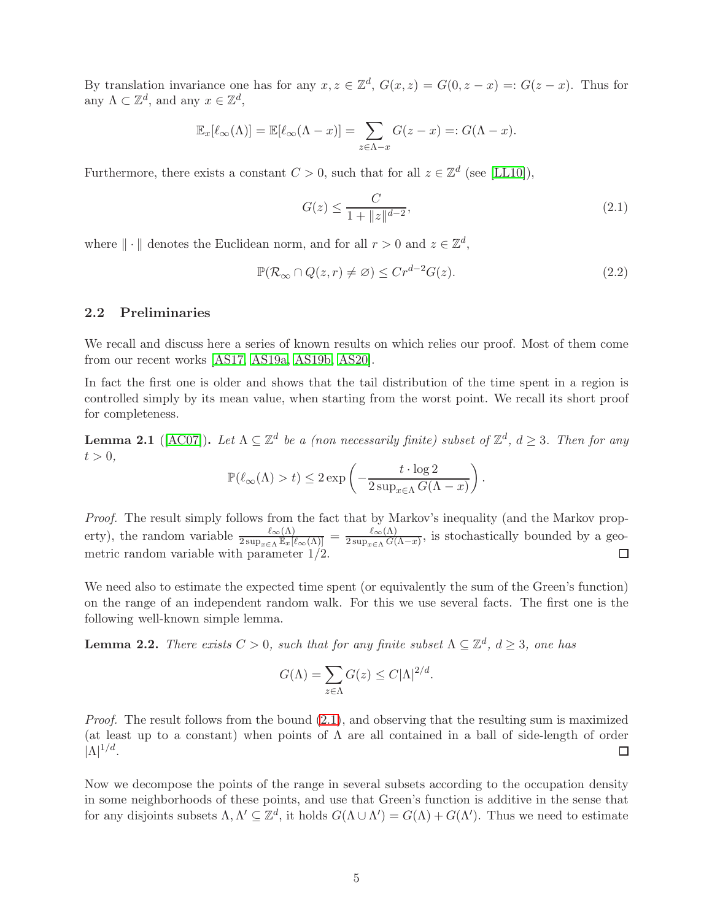By translation invariance one has for any $x, z \in \mathbb{Z}^d$, $G(x,z) = G(0, z-x) =: G(z-x)$. Thus for any $\Lambda \subset \mathbb{Z}^d$, and any $x \in \mathbb{Z}^d$,

$$\mathbb{E}_x[\ell_\infty(\Lambda)] = \mathbb{E}[\ell_\infty(\Lambda - x)] = \sum_{z \in \Lambda - x} G(z-x) =: G(\Lambda - x).$$

Furthermore, there exists a constant $C > 0$, such that for all $z \in \mathbb{Z}^d$ (see [LL10]),

$$G(z) \leq \frac{C}{1 + \|z\|^{d-2}}, \tag{2.1}$$

where $\|\cdot\|$ denotes the Euclidean norm, and for all $r > 0$ and $z \in \mathbb{Z}^d$,

$$\mathbb{P}(\mathcal{R}_\infty \cap Q(z,r) \neq \varnothing) \leq Cr^{d-2}G(z). \tag{2.2}$$

## 2.2 Preliminaries

We recall and discuss here a series of known results on which relies our proof. Most of them come from our recent works [AS17, AS19a, AS19b, AS20].

In fact the first one is older and shows that the tail distribution of the time spent in a region is controlled simply by its mean value, when starting from the worst point. We recall its short proof for completeness.

**Lemma 2.1** ([AC07]). *Let $\Lambda \subseteq \mathbb{Z}^d$ be a (non necessarily finite) subset of $\mathbb{Z}^d$, $d \geq 3$. Then for any $t > 0$,*

$$\mathbb{P}(\ell_\infty(\Lambda) > t) \leq 2 \exp\left(-\frac{t \cdot \log 2}{2 \sup_{x \in \Lambda} G(\Lambda - x)}\right).$$

*Proof.* The result simply follows from the fact that by Markov's inequality (and the Markov property), the random variable $\frac{\ell_\infty(\Lambda)}{2 \sup_{x \in \Lambda} \mathbb{E}_x[\ell_\infty(\Lambda)]} = \frac{\ell_\infty(\Lambda)}{2 \sup_{x \in \Lambda} G(\Lambda - x)}$, is stochastically bounded by a geometric random variable with parameter $1/2$. ☐

We need also to estimate the expected time spent (or equivalently the sum of the Green's function) on the range of an independent random walk. For this we use several facts. The first one is the following well-known simple lemma.

**Lemma 2.2.** *There exists $C > 0$, such that for any finite subset $\Lambda \subseteq \mathbb{Z}^d$, $d \geq 3$, one has*

$$G(\Lambda) = \sum_{z \in \Lambda} G(z) \leq C|\Lambda|^{2/d}.$$

*Proof.* The result follows from the bound (2.1), and observing that the resulting sum is maximized (at least up to a constant) when points of $\Lambda$ are all contained in a ball of side-length of order $|\Lambda|^{1/d}$. ☐

Now we decompose the points of the range in several subsets according to the occupation density in some neighborhoods of these points, and use that Green's function is additive in the sense that for any disjoints subsets $\Lambda, \Lambda' \subseteq \mathbb{Z}^d$, it holds $G(\Lambda \cup \Lambda') = G(\Lambda) + G(\Lambda')$. Thus we need to estimate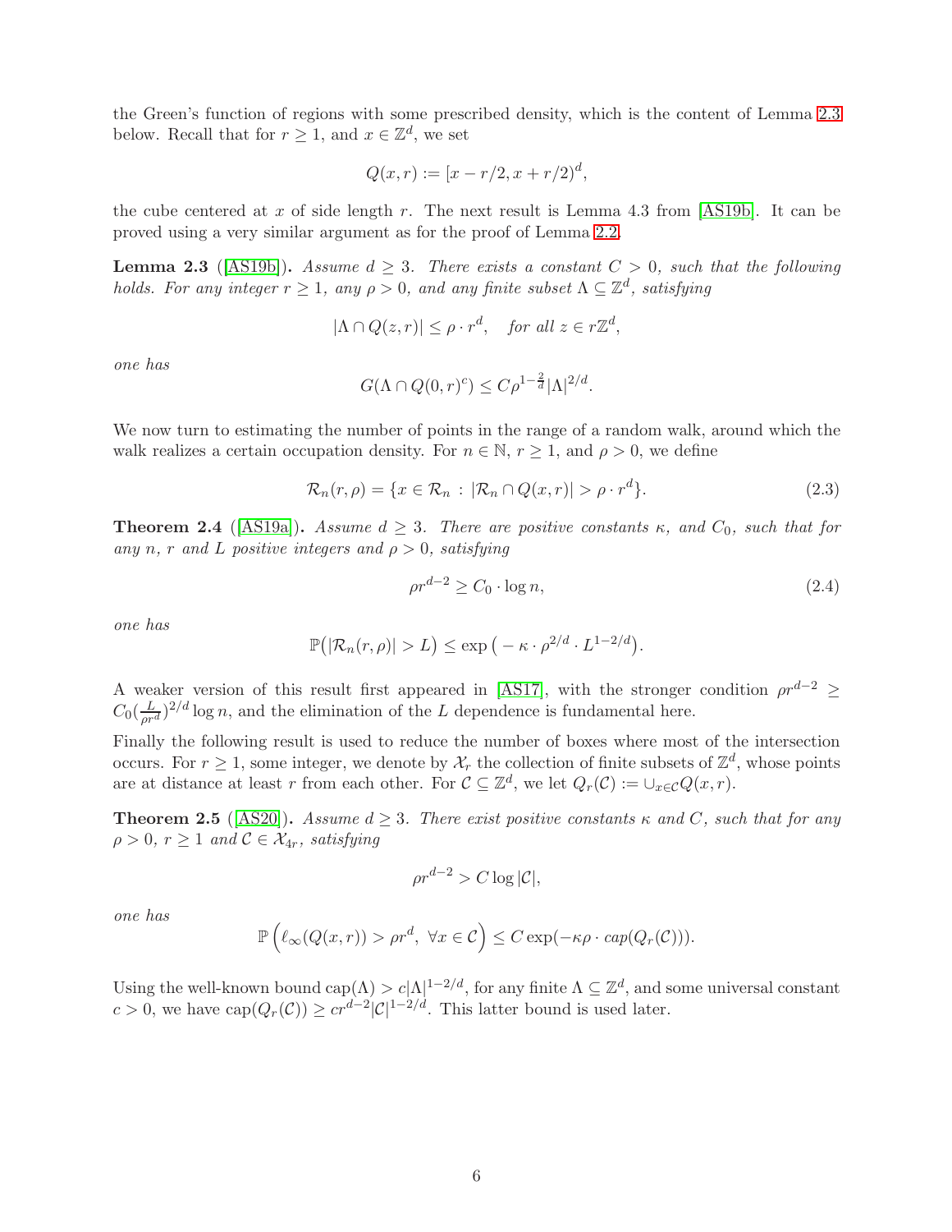the Green's function of regions with some prescribed density, which is the content of Lemma 2.3 below. Recall that for $r \geq 1$, and $x \in \mathbb{Z}^d$, we set

$$Q(x, r) := [x - r/2, x + r/2)^d,$$

the cube centered at $x$ of side length $r$. The next result is Lemma 4.3 from [AS19b]. It can be proved using a very similar argument as for the proof of Lemma 2.2.

**Lemma 2.3** ([AS19b]). *Assume $d \geq 3$. There exists a constant $C > 0$, such that the following holds. For any integer $r \geq 1$, any $\rho > 0$, and any finite subset $\Lambda \subseteq \mathbb{Z}^d$, satisfying*

$$|\Lambda \cap Q(z, r)| \leq \rho \cdot r^d, \quad \text{for all } z \in r\mathbb{Z}^d,$$

*one has*

$$G(\Lambda \cap Q(0, r)^c) \leq C\rho^{1-\frac{2}{d}} |\Lambda|^{2/d}.$$

We now turn to estimating the number of points in the range of a random walk, around which the walk realizes a certain occupation density. For $n \in \mathbb{N}$, $r \geq 1$, and $\rho > 0$, we define

$$\mathcal{R}_n(r, \rho) = \{x \in \mathcal{R}_n : |\mathcal{R}_n \cap Q(x, r)| > \rho \cdot r^d\}. \tag{2.3}$$

**Theorem 2.4** ([AS19a]). *Assume $d \geq 3$. There are positive constants $\kappa$, and $C_0$, such that for any $n$, $r$ and $L$ positive integers and $\rho > 0$, satisfying*

$$\rho r^{d-2} \geq C_0 \cdot \log n, \tag{2.4}$$

*one has*

$$\mathbb{P}\big(|\mathcal{R}_n(r, \rho)| > L\big) \leq \exp\big(-\kappa \cdot \rho^{2/d} \cdot L^{1-2/d}\big).$$

A weaker version of this result first appeared in [AS17], with the stronger condition $\rho r^{d-2} \geq C_0 (\frac{L}{\rho r^d})^{2/d} \log n$, and the elimination of the $L$ dependence is fundamental here.

Finally the following result is used to reduce the number of boxes where most of the intersection occurs. For $r \geq 1$, some integer, we denote by $\mathcal{X}_r$ the collection of finite subsets of $\mathbb{Z}^d$, whose points are at distance at least $r$ from each other. For $\mathcal{C} \subseteq \mathbb{Z}^d$, we let $Q_r(\mathcal{C}) := \cup_{x \in \mathcal{C}} Q(x, r)$.

**Theorem 2.5** ([AS20]). *Assume $d \geq 3$. There exist positive constants $\kappa$ and $C$, such that for any $\rho > 0$, $r \geq 1$ and $\mathcal{C} \in \mathcal{X}_{4r}$, satisfying*

$$\rho r^{d-2} > C \log |\mathcal{C}|,$$

*one has*

$$\mathbb{P}\left(\ell_\infty(Q(x, r)) > \rho r^d, \ \forall x \in \mathcal{C}\right) \leq C \exp(-\kappa \rho \cdot \mathit{cap}(Q_r(\mathcal{C}))).$$

Using the well-known bound $\text{cap}(\Lambda) > c|\Lambda|^{1-2/d}$, for any finite $\Lambda \subseteq \mathbb{Z}^d$, and some universal constant $c > 0$, we have $\text{cap}(Q_r(\mathcal{C})) \geq c r^{d-2} |\mathcal{C}|^{1-2/d}$. This latter bound is used later.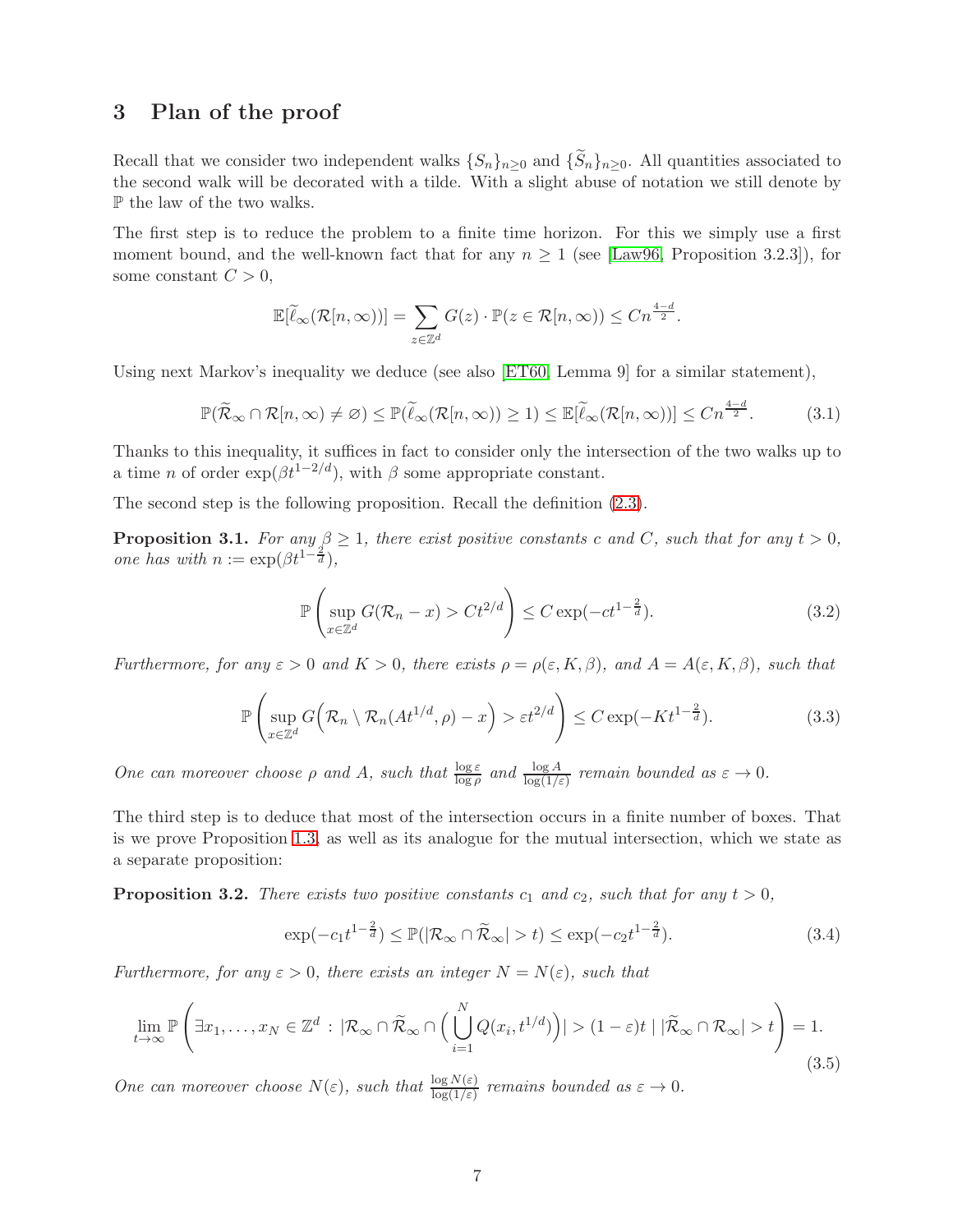## 3 Plan of the proof

Recall that we consider two independent walks $\{S_n\}_{n\geq 0}$ and $\{\widetilde{S}_n\}_{n\geq 0}$. All quantities associated to the second walk will be decorated with a tilde. With a slight abuse of notation we still denote by $\mathbb{P}$ the law of the two walks.

The first step is to reduce the problem to a finite time horizon. For this we simply use a first moment bound, and the well-known fact that for any $n \geq 1$ (see [Law96, Proposition 3.2.3]), for some constant $C > 0$,

$$\mathbb{E}[\widetilde{\ell}_\infty(\mathcal{R}[n,\infty))] = \sum_{z\in\mathbb{Z}^d} G(z)\cdot \mathbb{P}(z \in \mathcal{R}[n,\infty)) \leq Cn^{\frac{4-d}{2}}.$$

Using next Markov's inequality we deduce (see also [ET60, Lemma 9] for a similar statement),

$$\mathbb{P}(\widetilde{\mathcal{R}}_\infty \cap \mathcal{R}[n,\infty) \neq \varnothing) \leq \mathbb{P}(\widetilde{\ell}_\infty(\mathcal{R}[n,\infty)) \geq 1) \leq \mathbb{E}[\widetilde{\ell}_\infty(\mathcal{R}[n,\infty))] \leq Cn^{\frac{4-d}{2}}. \tag{3.1}$$

Thanks to this inequality, it suffices in fact to consider only the intersection of the two walks up to a time $n$ of order $\exp(\beta t^{1-2/d})$, with $\beta$ some appropriate constant.

The second step is the following proposition. Recall the definition (2.3).

**Proposition 3.1.** *For any $\beta \geq 1$, there exist positive constants $c$ and $C$, such that for any $t > 0$, one has with $n := \exp(\beta t^{1-\frac{2}{d}})$,*

$$\mathbb{P}\left(\sup_{x\in\mathbb{Z}^d} G(\mathcal{R}_n - x) > Ct^{2/d}\right) \leq C\exp(-ct^{1-\frac{2}{d}}). \tag{3.2}$$

*Furthermore, for any $\varepsilon > 0$ and $K > 0$, there exists $\rho = \rho(\varepsilon, K, \beta)$, and $A = A(\varepsilon, K, \beta)$, such that*

$$\mathbb{P}\left(\sup_{x\in\mathbb{Z}^d} G\Big(\mathcal{R}_n \setminus \mathcal{R}_n(At^{1/d},\rho) - x\Big) > \varepsilon t^{2/d}\right) \leq C\exp(-Kt^{1-\frac{2}{d}}). \tag{3.3}$$

*One can moreover choose $\rho$ and $A$, such that $\frac{\log\varepsilon}{\log\rho}$ and $\frac{\log A}{\log(1/\varepsilon)}$ remain bounded as $\varepsilon \to 0$.*

The third step is to deduce that most of the intersection occurs in a finite number of boxes. That is we prove Proposition 1.3, as well as its analogue for the mutual intersection, which we state as a separate proposition:

**Proposition 3.2.** *There exists two positive constants $c_1$ and $c_2$, such that for any $t > 0$,*

$$\exp(-c_1 t^{1-\frac{2}{d}}) \leq \mathbb{P}(|\mathcal{R}_\infty \cap \widetilde{\mathcal{R}}_\infty| > t) \leq \exp(-c_2 t^{1-\frac{2}{d}}). \tag{3.4}$$

*Furthermore, for any $\varepsilon > 0$, there exists an integer $N = N(\varepsilon)$, such that*

$$\lim_{t\to\infty} \mathbb{P}\left(\exists x_1,\dots,x_N \in \mathbb{Z}^d : |\mathcal{R}_\infty \cap \widetilde{\mathcal{R}}_\infty \cap \Big(\bigcup_{i=1}^N Q(x_i, t^{1/d})\Big)| > (1-\varepsilon)t \mid |\widetilde{\mathcal{R}}_\infty \cap \mathcal{R}_\infty| > t\right) = 1. \tag{3.5}$$

*One can moreover choose $N(\varepsilon)$, such that $\frac{\log N(\varepsilon)}{\log(1/\varepsilon)}$ remains bounded as $\varepsilon \to 0$.*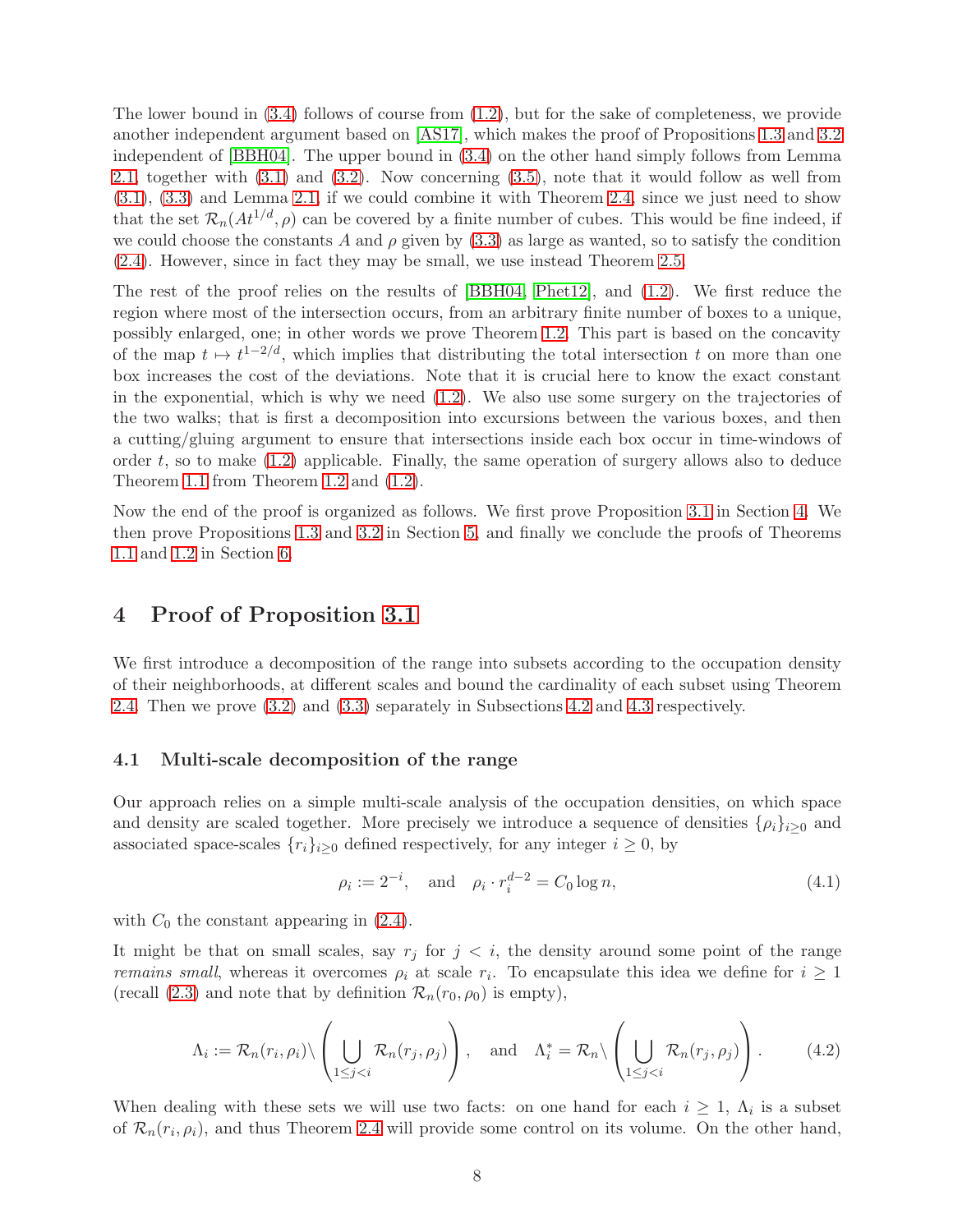The lower bound in (3.4) follows of course from (1.2), but for the sake of completeness, we provide another independent argument based on [AS17], which makes the proof of Propositions 1.3 and 3.2 independent of [BBH04]. The upper bound in (3.4) on the other hand simply follows from Lemma 2.1 together with (3.1) and (3.2). Now concerning (3.5), note that it would follow as well from (3.1), (3.3) and Lemma 2.1, if we could combine it with Theorem 2.4, since we just need to show that the set $\mathcal{R}_n(At^{1/d}, \rho)$ can be covered by a finite number of cubes. This would be fine indeed, if we could choose the constants $A$ and $\rho$ given by (3.3) as large as wanted, so to satisfy the condition (2.4). However, since in fact they may be small, we use instead Theorem 2.5.

The rest of the proof relies on the results of [BBH04, Phet12], and (1.2). We first reduce the region where most of the intersection occurs, from an arbitrary finite number of boxes to a unique, possibly enlarged, one; in other words we prove Theorem 1.2. This part is based on the concavity of the map $t \mapsto t^{1-2/d}$, which implies that distributing the total intersection $t$ on more than one box increases the cost of the deviations. Note that it is crucial here to know the exact constant in the exponential, which is why we need (1.2). We also use some surgery on the trajectories of the two walks; that is first a decomposition into excursions between the various boxes, and then a cutting/gluing argument to ensure that intersections inside each box occur in time-windows of order $t$, so to make (1.2) applicable. Finally, the same operation of surgery allows also to deduce Theorem 1.1 from Theorem 1.2 and (1.2).

Now the end of the proof is organized as follows. We first prove Proposition 3.1 in Section 4. We then prove Propositions 1.3 and 3.2 in Section 5, and finally we conclude the proofs of Theorems 1.1 and 1.2 in Section 6.

# 4 Proof of Proposition 3.1

We first introduce a decomposition of the range into subsets according to the occupation density of their neighborhoods, at different scales and bound the cardinality of each subset using Theorem 2.4. Then we prove (3.2) and (3.3) separately in Subsections 4.2 and 4.3 respectively.

## 4.1 Multi-scale decomposition of the range

Our approach relies on a simple multi-scale analysis of the occupation densities, on which space and density are scaled together. More precisely we introduce a sequence of densities $\{\rho_i\}_{i\geq 0}$ and associated space-scales $\{r_i\}_{i\geq 0}$ defined respectively, for any integer $i \geq 0$, by

$$\rho_i := 2^{-i}, \quad \text{and} \quad \rho_i \cdot r_i^{d-2} = C_0 \log n, \tag{4.1}$$

with $C_0$ the constant appearing in (2.4).

It might be that on small scales, say $r_j$ for $j < i$, the density around some point of the range *remains small*, whereas it overcomes $\rho_i$ at scale $r_i$. To encapsulate this idea we define for $i \geq 1$ (recall (2.3) and note that by definition $\mathcal{R}_n(r_0, \rho_0)$ is empty),

$$\Lambda_i := \mathcal{R}_n(r_i, \rho_i) \backslash \left( \bigcup_{1 \leq j < i} \mathcal{R}_n(r_j, \rho_j) \right), \quad \text{and} \quad \Lambda_i^* = \mathcal{R}_n \backslash \left( \bigcup_{1 \leq j < i} \mathcal{R}_n(r_j, \rho_j) \right). \tag{4.2}$$

When dealing with these sets we will use two facts: on one hand for each $i \geq 1$, $\Lambda_i$ is a subset of $\mathcal{R}_n(r_i, \rho_i)$, and thus Theorem 2.4 will provide some control on its volume. On the other hand,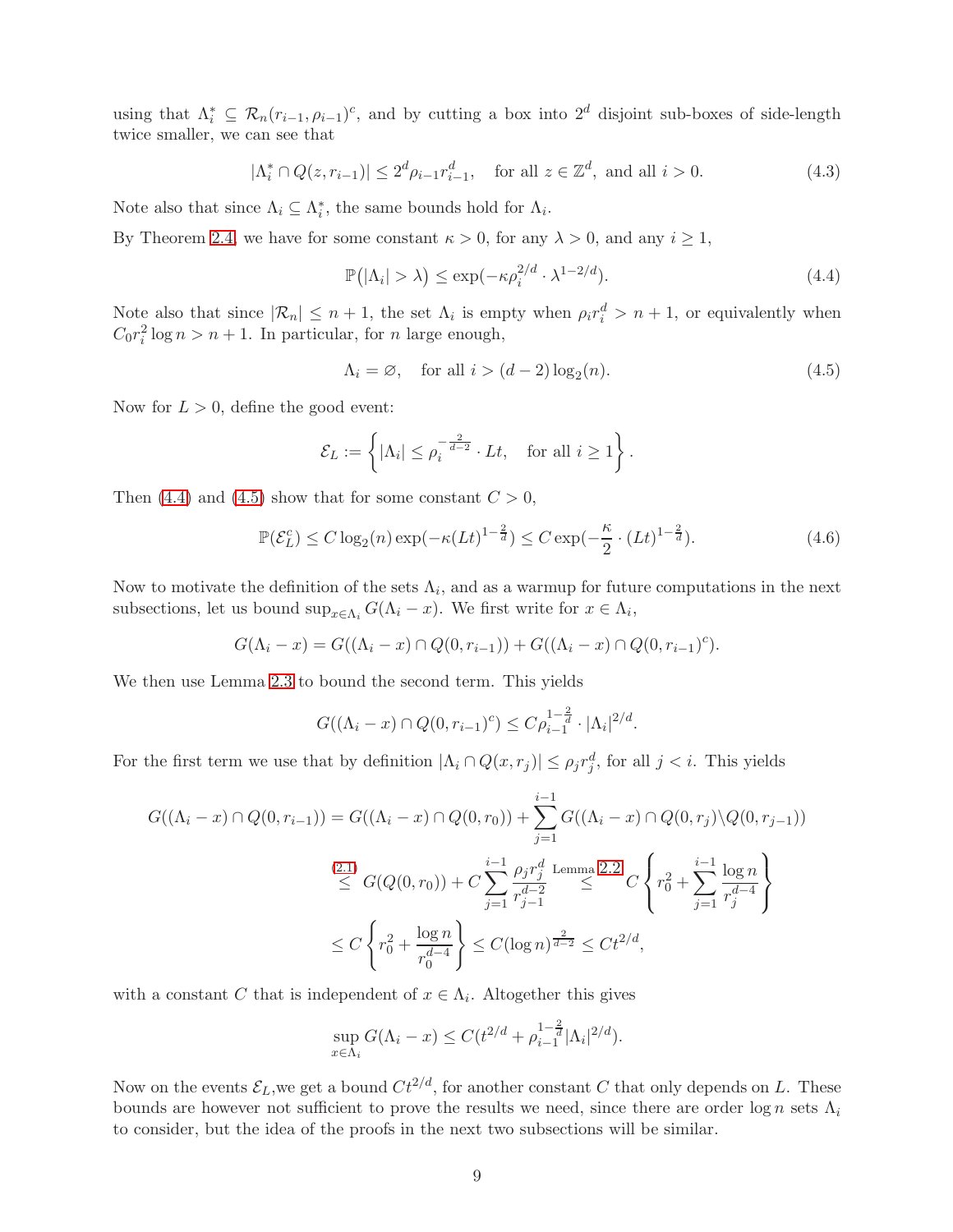using that $\Lambda_i^* \subseteq \mathcal{R}_n(r_{i-1}, \rho_{i-1})^c$, and by cutting a box into $2^d$ disjoint sub-boxes of side-length twice smaller, we can see that

$$|\Lambda_i^* \cap Q(z, r_{i-1})| \le 2^d \rho_{i-1} r_{i-1}^d, \quad \text{for all } z \in \mathbb{Z}^d, \text{ and all } i > 0. \tag{4.3}$$

Note also that since $\Lambda_i \subseteq \Lambda_i^*$, the same bounds hold for $\Lambda_i$.

By Theorem 2.4, we have for some constant $\kappa > 0$, for any $\lambda > 0$, and any $i \ge 1$,

$$\mathbb{P}\big(|\Lambda_i| > \lambda\big) \le \exp(-\kappa \rho_i^{2/d} \cdot \lambda^{1-2/d}). \tag{4.4}$$

Note also that since $|\mathcal{R}_n| \le n+1$, the set $\Lambda_i$ is empty when $\rho_i r_i^d > n+1$, or equivalently when $C_0 r_i^2 \log n > n+1$. In particular, for $n$ large enough,

$$\Lambda_i = \varnothing, \quad \text{for all } i > (d-2)\log_2(n). \tag{4.5}$$

Now for $L > 0$, define the good event:

$$\mathcal{E}_L := \left\{ |\Lambda_i| \le \rho_i^{-\frac{2}{d-2}} \cdot Lt, \quad \text{for all } i \ge 1 \right\}.$$

Then (4.4) and (4.5) show that for some constant $C > 0$,

$$\mathbb{P}(\mathcal{E}_L^c) \le C \log_2(n) \exp(-\kappa (Lt)^{1-\frac{2}{d}}) \le C \exp(-\frac{\kappa}{2} \cdot (Lt)^{1-\frac{2}{d}}). \tag{4.6}$$

Now to motivate the definition of the sets $\Lambda_i$, and as a warmup for future computations in the next subsections, let us bound $\sup_{x \in \Lambda_i} G(\Lambda_i - x)$. We first write for $x \in \Lambda_i$,

$$G(\Lambda_i - x) = G((\Lambda_i - x) \cap Q(0, r_{i-1})) + G((\Lambda_i - x) \cap Q(0, r_{i-1})^c).$$

We then use Lemma 2.3 to bound the second term. This yields

$$G((\Lambda_i - x) \cap Q(0, r_{i-1})^c) \le C \rho_{i-1}^{1-\frac{2}{d}} \cdot |\Lambda_i|^{2/d}.$$

For the first term we use that by definition $|\Lambda_i \cap Q(x, r_j)| \le \rho_j r_j^d$, for all $j < i$. This yields

$$\begin{aligned}
G((\Lambda_i - x) \cap Q(0, r_{i-1})) &= G((\Lambda_i - x) \cap Q(0, r_0)) + \sum_{j=1}^{i-1} G((\Lambda_i - x) \cap Q(0, r_j) \setminus Q(0, r_{j-1})) \\
&\overset{(2.1)}{\le} G(Q(0, r_0)) + C \sum_{j=1}^{i-1} \frac{\rho_j r_j^d}{r_{j-1}^{d-2}} \overset{\text{Lemma 2.2}}{\le} C \left\{ r_0^2 + \sum_{j=1}^{i-1} \frac{\log n}{r_j^{d-4}} \right\} \\
&\le C \left\{ r_0^2 + \frac{\log n}{r_0^{d-4}} \right\} \le C (\log n)^{\frac{2}{d-2}} \le C t^{2/d},
\end{aligned}$$

with a constant $C$ that is independent of $x \in \Lambda_i$. Altogether this gives

$$\sup_{x \in \Lambda_i} G(\Lambda_i - x) \le C(t^{2/d} + \rho_{i-1}^{1-\frac{2}{d}} |\Lambda_i|^{2/d}).$$

Now on the events $\mathcal{E}_L$, we get a bound $C t^{2/d}$, for another constant $C$ that only depends on $L$. These bounds are however not sufficient to prove the results we need, since there are order $\log n$ sets $\Lambda_i$ to consider, but the idea of the proofs in the next two subsections will be similar.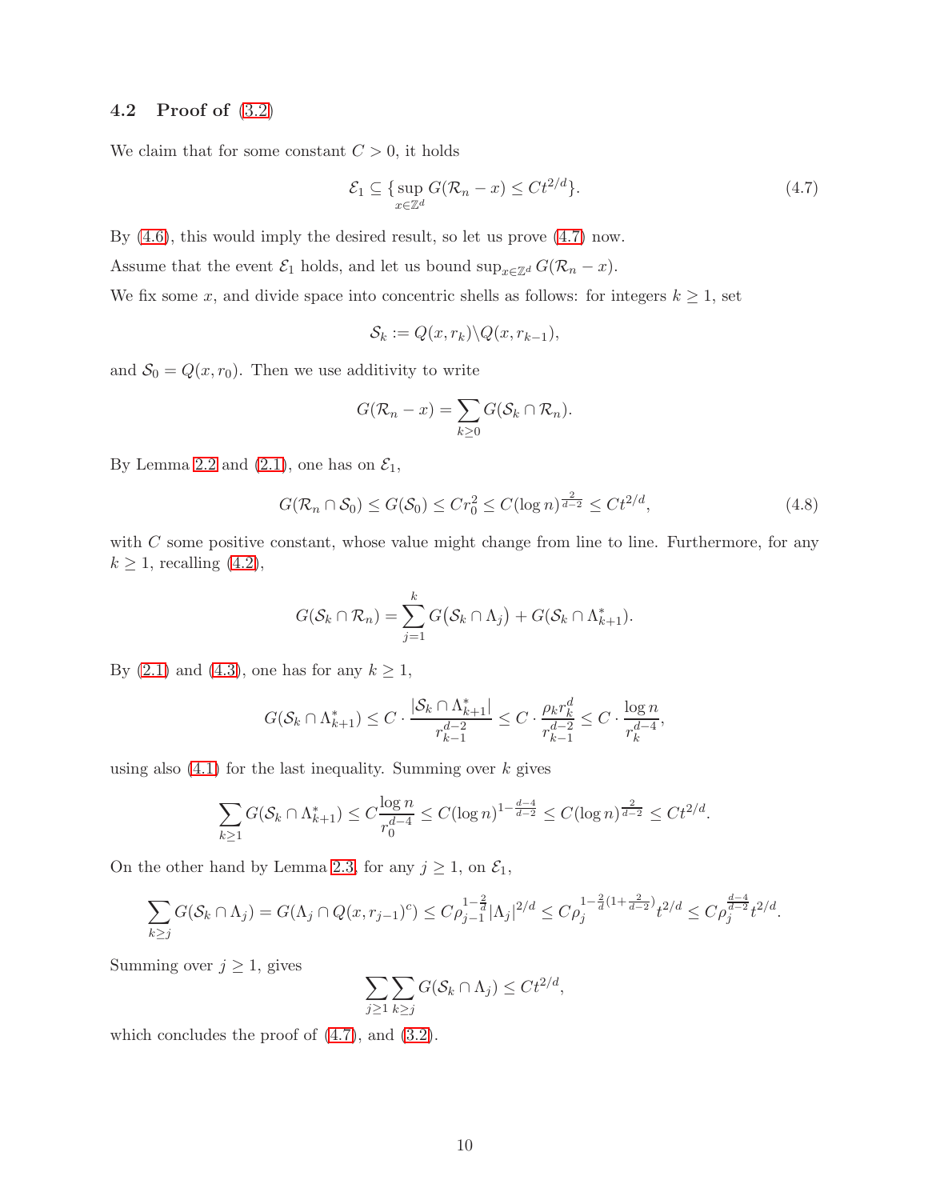### 4.2 Proof of (3.2)

We claim that for some constant $C > 0$, it holds

$$\mathcal{E}_1 \subseteq \{\sup_{x\in\mathbb{Z}^d} G(\mathcal{R}_n - x) \le Ct^{2/d}\}. \tag{4.7}$$

By (4.6), this would imply the desired result, so let us prove (4.7) now.

Assume that the event $\mathcal{E}_1$ holds, and let us bound $\sup_{x\in\mathbb{Z}^d} G(\mathcal{R}_n - x)$.

We fix some $x$, and divide space into concentric shells as follows: for integers $k \ge 1$, set

$$\mathcal{S}_k := Q(x, r_k)\backslash Q(x, r_{k-1}),$$

and $\mathcal{S}_0 = Q(x, r_0)$. Then we use additivity to write

$$G(\mathcal{R}_n - x) = \sum_{k\ge 0} G(\mathcal{S}_k \cap \mathcal{R}_n).$$

By Lemma 2.2 and (2.1), one has on $\mathcal{E}_1$,

$$G(\mathcal{R}_n \cap \mathcal{S}_0) \le G(\mathcal{S}_0) \le Cr_0^2 \le C(\log n)^{\frac{2}{d-2}} \le Ct^{2/d}, \tag{4.8}$$

with $C$ some positive constant, whose value might change from line to line. Furthermore, for any $k \ge 1$, recalling (4.2),

$$G(\mathcal{S}_k \cap \mathcal{R}_n) = \sum_{j=1}^{k} G\big(\mathcal{S}_k \cap \Lambda_j\big) + G(\mathcal{S}_k \cap \Lambda_{k+1}^*).$$

By (2.1) and (4.3), one has for any $k \ge 1$,

$$G(\mathcal{S}_k \cap \Lambda_{k+1}^*) \le C \cdot \frac{|\mathcal{S}_k \cap \Lambda_{k+1}^*|}{r_{k-1}^{d-2}} \le C \cdot \frac{\rho_k r_k^d}{r_{k-1}^{d-2}} \le C \cdot \frac{\log n}{r_k^{d-4}},$$

using also (4.1) for the last inequality. Summing over $k$ gives

$$\sum_{k\ge 1} G(\mathcal{S}_k \cap \Lambda_{k+1}^*) \le C\frac{\log n}{r_0^{d-4}} \le C(\log n)^{1-\frac{d-4}{d-2}} \le C(\log n)^{\frac{2}{d-2}} \le Ct^{2/d}.$$

On the other hand by Lemma 2.3, for any $j \ge 1$, on $\mathcal{E}_1$,

$$\sum_{k\ge j} G(\mathcal{S}_k \cap \Lambda_j) = G(\Lambda_j \cap Q(x, r_{j-1})^c) \le C\rho_{j-1}^{1-\frac{2}{d}} |\Lambda_j|^{2/d} \le C\rho_j^{1-\frac{2}{d}(1+\frac{2}{d-2})} t^{2/d} \le C\rho_j^{\frac{d-4}{d-2}} t^{2/d}.$$

Summing over $j \ge 1$, gives

$$\sum_{j\ge 1}\sum_{k\ge j} G(\mathcal{S}_k \cap \Lambda_j) \le Ct^{2/d},$$

which concludes the proof of (4.7), and (3.2).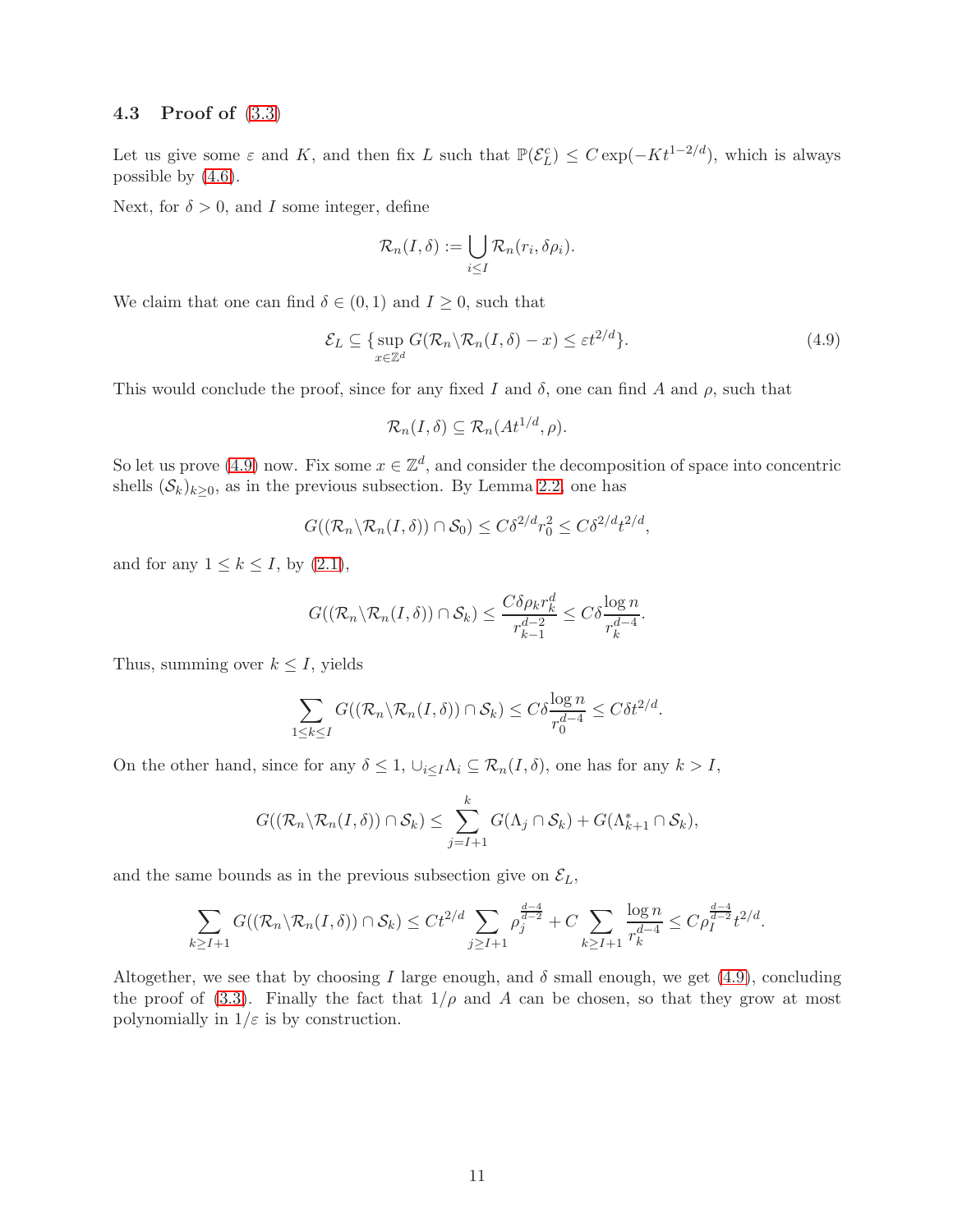### 4.3 Proof of (3.3)

Let us give some $\varepsilon$ and $K$, and then fix $L$ such that $\mathbb{P}(\mathcal{E}_L^c) \leq C\exp(-Kt^{1-2/d})$, which is always possible by (4.6).

Next, for $\delta > 0$, and $I$ some integer, define

$$\mathcal{R}_n(I,\delta) := \bigcup_{i\leq I} \mathcal{R}_n(r_i, \delta\rho_i).$$

We claim that one can find $\delta \in (0,1)$ and $I \geq 0$, such that

$$\mathcal{E}_L \subseteq \{\sup_{x\in\mathbb{Z}^d} G(\mathcal{R}_n \backslash \mathcal{R}_n(I,\delta) - x) \leq \varepsilon t^{2/d}\}. \tag{4.9}$$

This would conclude the proof, since for any fixed $I$ and $\delta$, one can find $A$ and $\rho$, such that

$$\mathcal{R}_n(I,\delta) \subseteq \mathcal{R}_n(At^{1/d}, \rho).$$

So let us prove (4.9) now. Fix some $x \in \mathbb{Z}^d$, and consider the decomposition of space into concentric shells $(\mathcal{S}_k)_{k\geq 0}$, as in the previous subsection. By Lemma 2.2, one has

$$G((\mathcal{R}_n \backslash \mathcal{R}_n(I,\delta)) \cap \mathcal{S}_0) \leq C\delta^{2/d} r_0^2 \leq C\delta^{2/d} t^{2/d},$$

and for any $1 \leq k \leq I$, by (2.1),

$$G((\mathcal{R}_n \backslash \mathcal{R}_n(I,\delta)) \cap \mathcal{S}_k) \leq \frac{C\delta\rho_k r_k^d}{r_{k-1}^{d-2}} \leq C\delta \frac{\log n}{r_k^{d-4}}.$$

Thus, summing over $k \leq I$, yields

$$\sum_{1\leq k\leq I} G((\mathcal{R}_n \backslash \mathcal{R}_n(I,\delta)) \cap \mathcal{S}_k) \leq C\delta \frac{\log n}{r_0^{d-4}} \leq C\delta t^{2/d}.$$

On the other hand, since for any $\delta \leq 1$, $\cup_{i\leq I}\Lambda_i \subseteq \mathcal{R}_n(I,\delta)$, one has for any $k > I$,

$$G((\mathcal{R}_n \backslash \mathcal{R}_n(I,\delta)) \cap \mathcal{S}_k) \leq \sum_{j=I+1}^{k} G(\Lambda_j \cap \mathcal{S}_k) + G(\Lambda_{k+1}^* \cap \mathcal{S}_k),$$

and the same bounds as in the previous subsection give on $\mathcal{E}_L$,

$$\sum_{k\geq I+1} G((\mathcal{R}_n \backslash \mathcal{R}_n(I,\delta)) \cap \mathcal{S}_k) \leq Ct^{2/d} \sum_{j\geq I+1} \rho_j^{\frac{d-4}{d-2}} + C\sum_{k\geq I+1} \frac{\log n}{r_k^{d-4}} \leq C\rho_I^{\frac{d-4}{d-2}} t^{2/d}.$$

Altogether, we see that by choosing $I$ large enough, and $\delta$ small enough, we get (4.9), concluding the proof of (3.3). Finally the fact that $1/\rho$ and $A$ can be chosen, so that they grow at most polynomially in $1/\varepsilon$ is by construction.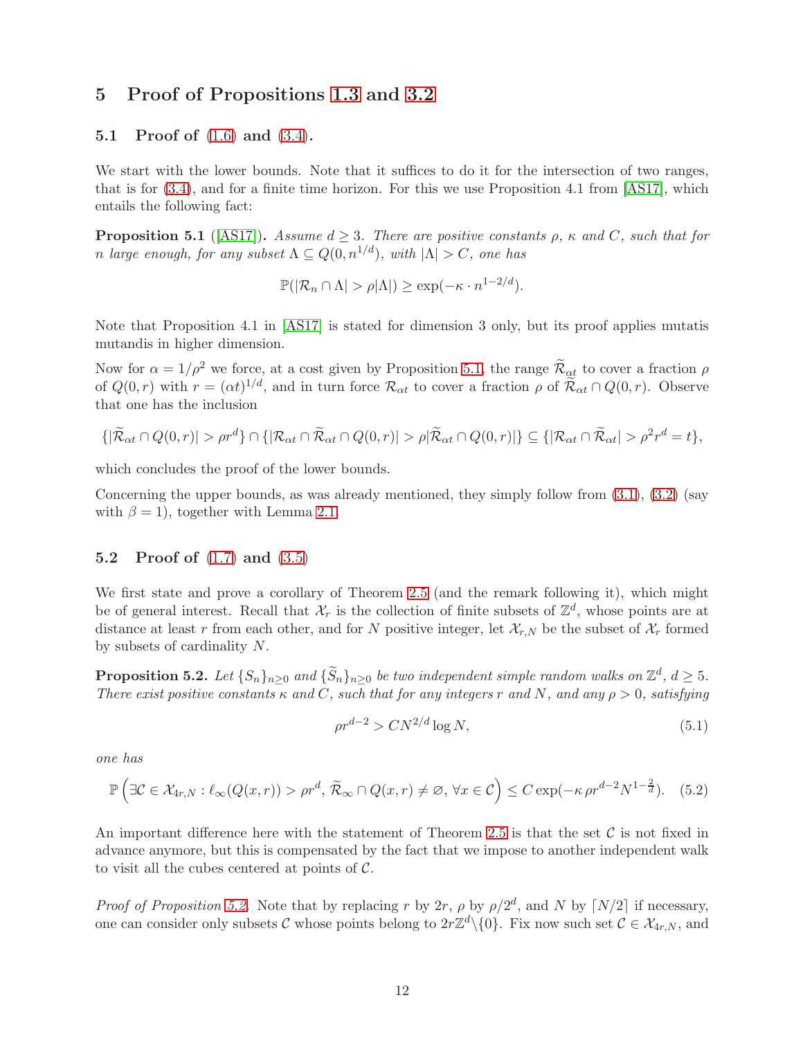## 5 Proof of Propositions 1.3 and 3.2

### 5.1 Proof of (1.6) and (3.4).

We start with the lower bounds. Note that it suffices to do it for the intersection of two ranges, that is for (3.4), and for a finite time horizon. For this we use Proposition 4.1 from [AS17], which entails the following fact:

**Proposition 5.1** ([AS17]). *Assume $d \geq 3$. There are positive constants $\rho$, $\kappa$ and $C$, such that for $n$ large enough, for any subset $\Lambda \subseteq Q(0, n^{1/d})$, with $|\Lambda| > C$, one has*

$$\mathbb{P}(|\mathcal{R}_n \cap \Lambda| > \rho|\Lambda|) \geq \exp(-\kappa \cdot n^{1-2/d}).$$

Note that Proposition 4.1 in [AS17] is stated for dimension 3 only, but its proof applies mutatis mutandis in higher dimension.

Now for $\alpha = 1/\rho^2$ we force, at a cost given by Proposition 5.1, the range $\widetilde{\mathcal{R}}_{\alpha t}$ to cover a fraction $\rho$ of $Q(0,r)$ with $r = (\alpha t)^{1/d}$, and in turn force $\mathcal{R}_{\alpha t}$ to cover a fraction $\rho$ of $\widetilde{\mathcal{R}}_{\alpha t} \cap Q(0,r)$. Observe that one has the inclusion

$$\{|\widetilde{\mathcal{R}}_{\alpha t} \cap Q(0,r)| > \rho r^d\} \cap \{|\mathcal{R}_{\alpha t} \cap \widetilde{\mathcal{R}}_{\alpha t} \cap Q(0,r)| > \rho|\widetilde{\mathcal{R}}_{\alpha t} \cap Q(0,r)|\} \subseteq \{|\mathcal{R}_{\alpha t} \cap \widetilde{\mathcal{R}}_{\alpha t}| > \rho^2 r^d = t\},$$

which concludes the proof of the lower bounds.

Concerning the upper bounds, as was already mentioned, they simply follow from (3.1), (3.2) (say with $\beta = 1$), together with Lemma 2.1.

### 5.2 Proof of (1.7) and (3.5)

We first state and prove a corollary of Theorem 2.5 (and the remark following it), which might be of general interest. Recall that $\mathcal{X}_r$ is the collection of finite subsets of $\mathbb{Z}^d$, whose points are at distance at least $r$ from each other, and for $N$ positive integer, let $\mathcal{X}_{r,N}$ be the subset of $\mathcal{X}_r$ formed by subsets of cardinality $N$.

**Proposition 5.2.** *Let $\{S_n\}_{n\geq 0}$ and $\{\widetilde{S}_n\}_{n\geq 0}$ be two independent simple random walks on $\mathbb{Z}^d$, $d \geq 5$. There exist positive constants $\kappa$ and $C$, such that for any integers $r$ and $N$, and any $\rho > 0$, satisfying*

$$\rho r^{d-2} > C N^{2/d} \log N, \tag{5.1}$$

*one has*

$$\mathbb{P}\left(\exists \mathcal{C} \in \mathcal{X}_{4r,N} : \ell_\infty(Q(x,r)) > \rho r^d,\ \widetilde{\mathcal{R}}_\infty \cap Q(x,r) \neq \varnothing,\ \forall x \in \mathcal{C}\right) \leq C \exp(-\kappa\, \rho r^{d-2} N^{1-\frac{2}{d}}). \tag{5.2}$$

An important difference here with the statement of Theorem 2.5 is that the set $\mathcal{C}$ is not fixed in advance anymore, but this is compensated by the fact that we impose to another independent walk to visit all the cubes centered at points of $\mathcal{C}$.

*Proof of Proposition 5.2.* Note that by replacing $r$ by $2r$, $\rho$ by $\rho/2^d$, and $N$ by $\lceil N/2 \rceil$ if necessary, one can consider only subsets $\mathcal{C}$ whose points belong to $2r\mathbb{Z}^d \setminus \{0\}$. Fix now such set $\mathcal{C} \in \mathcal{X}_{4r,N}$, and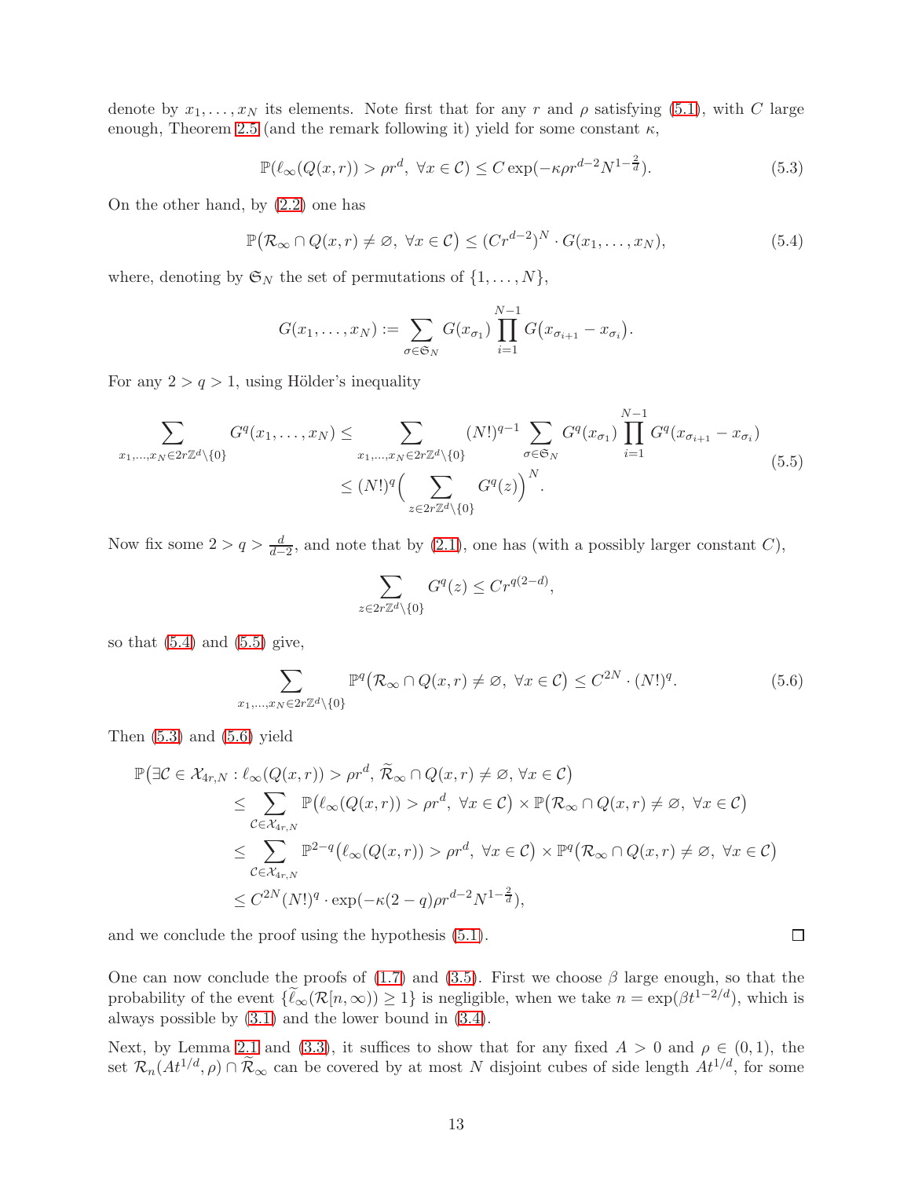denote by $x_1, \dots, x_N$ its elements. Note first that for any $r$ and $\rho$ satisfying (5.1), with $C$ large enough, Theorem 2.5 (and the remark following it) yield for some constant $\kappa$,

$$\mathbb{P}(\ell_\infty(Q(x,r)) > \rho r^d, \ \forall x \in \mathcal{C}) \le C \exp(-\kappa \rho r^{d-2} N^{1-\frac{2}{d}}). \tag{5.3}$$

On the other hand, by (2.2) one has

$$\mathbb{P}\big(\mathcal{R}_\infty \cap Q(x,r) \neq \varnothing, \ \forall x \in \mathcal{C}\big) \le (Cr^{d-2})^N \cdot G(x_1, \dots, x_N), \tag{5.4}$$

where, denoting by $\mathfrak{S}_N$ the set of permutations of $\{1, \dots, N\}$,

$$G(x_1, \dots, x_N) := \sum_{\sigma \in \mathfrak{S}_N} G(x_{\sigma_1}) \prod_{i=1}^{N-1} G\big(x_{\sigma_{i+1}} - x_{\sigma_i}\big).$$

For any $2 > q > 1$, using Hölder's inequality

$$\begin{aligned}\sum_{x_1, \dots, x_N \in 2r\mathbb{Z}^d \setminus \{0\}} G^q(x_1, \dots, x_N) &\le \sum_{x_1, \dots, x_N \in 2r\mathbb{Z}^d \setminus \{0\}} (N!)^{q-1} \sum_{\sigma \in \mathfrak{S}_N} G^q(x_{\sigma_1}) \prod_{i=1}^{N-1} G^q(x_{\sigma_{i+1}} - x_{\sigma_i}) \\ &\le (N!)^q \Big( \sum_{z \in 2r\mathbb{Z}^d \setminus \{0\}} G^q(z) \Big)^N.\end{aligned} \tag{5.5}$$

Now fix some $2 > q > \frac{d}{d-2}$, and note that by (2.1), one has (with a possibly larger constant $C$),

$$\sum_{z \in 2r\mathbb{Z}^d \setminus \{0\}} G^q(z) \le C r^{q(2-d)},$$

so that (5.4) and (5.5) give,

$$\sum_{x_1, \dots, x_N \in 2r\mathbb{Z}^d \setminus \{0\}} \mathbb{P}^q\big(\mathcal{R}_\infty \cap Q(x,r) \neq \varnothing, \ \forall x \in \mathcal{C}\big) \le C^{2N} \cdot (N!)^q. \tag{5.6}$$

Then (5.3) and (5.6) yield

$$\begin{aligned}
&\mathbb{P}\big(\exists \mathcal{C} \in \mathcal{X}_{4r,N} : \ell_\infty(Q(x,r)) > \rho r^d, \, \widetilde{\mathcal{R}}_\infty \cap Q(x,r) \neq \varnothing, \, \forall x \in \mathcal{C}\big) \\
&\qquad \le \sum_{\mathcal{C} \in \mathcal{X}_{4r,N}} \mathbb{P}\big(\ell_\infty(Q(x,r)) > \rho r^d, \ \forall x \in \mathcal{C}\big) \times \mathbb{P}\big(\mathcal{R}_\infty \cap Q(x,r) \neq \varnothing, \ \forall x \in \mathcal{C}\big) \\
&\qquad \le \sum_{\mathcal{C} \in \mathcal{X}_{4r,N}} \mathbb{P}^{2-q}\big(\ell_\infty(Q(x,r)) > \rho r^d, \ \forall x \in \mathcal{C}\big) \times \mathbb{P}^q\big(\mathcal{R}_\infty \cap Q(x,r) \neq \varnothing, \ \forall x \in \mathcal{C}\big) \\
&\qquad \le C^{2N} (N!)^q \cdot \exp(-\kappa(2-q)\rho r^{d-2} N^{1-\frac{2}{d}}),
\end{aligned}$$

and we conclude the proof using the hypothesis (5.1). $\square$

One can now conclude the proofs of (1.7) and (3.5). First we choose $\beta$ large enough, so that the probability of the event $\{\widetilde{\ell}_\infty(\mathcal{R}[n,\infty)) \ge 1\}$ is negligible, when we take $n = \exp(\beta t^{1-2/d})$, which is always possible by (3.1) and the lower bound in (3.4).

Next, by Lemma 2.1 and (3.3), it suffices to show that for any fixed $A > 0$ and $\rho \in (0,1)$, the set $\mathcal{R}_n(At^{1/d}, \rho) \cap \widetilde{\mathcal{R}}_\infty$ can be covered by at most $N$ disjoint cubes of side length $At^{1/d}$, for some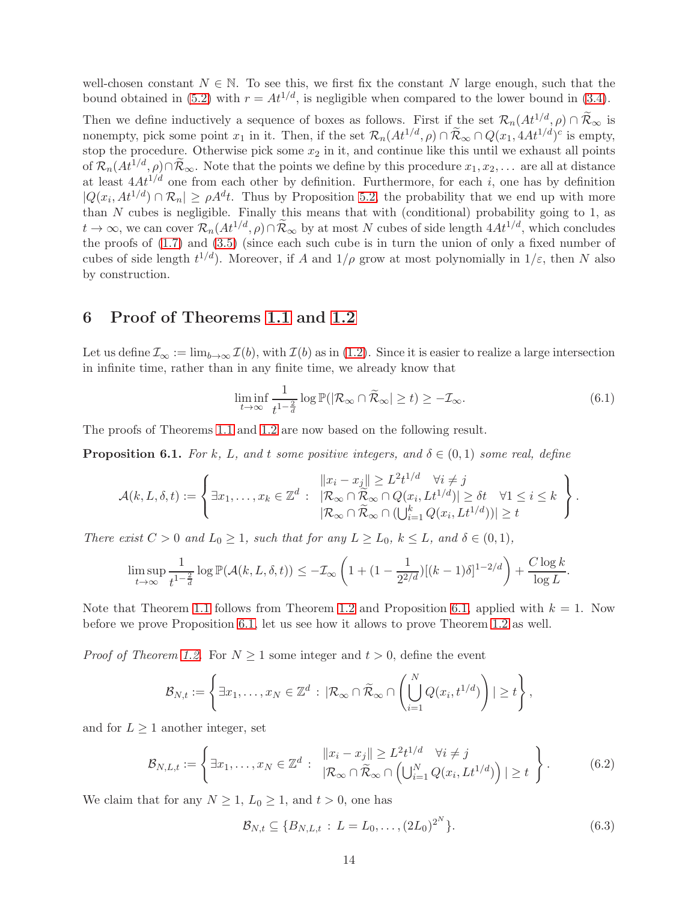well-chosen constant $N \in \mathbb{N}$. To see this, we first fix the constant $N$ large enough, such that the bound obtained in (5.2) with $r = At^{1/d}$, is negligible when compared to the lower bound in (3.4).

Then we define inductively a sequence of boxes as follows. First if the set $\mathcal{R}_n(At^{1/d}, \rho) \cap \widetilde{\mathcal{R}}_\infty$ is nonempty, pick some point $x_1$ in it. Then, if the set $\mathcal{R}_n(At^{1/d}, \rho) \cap \widetilde{\mathcal{R}}_\infty \cap Q(x_1, 4At^{1/d})^c$ is empty, stop the procedure. Otherwise pick some $x_2$ in it, and continue like this until we exhaust all points of $\mathcal{R}_n(At^{1/d}, \rho) \cap \widetilde{\mathcal{R}}_\infty$. Note that the points we define by this procedure $x_1, x_2, \dots$ are all at distance at least $4At^{1/d}$ one from each other by definition. Furthermore, for each $i$, one has by definition $|Q(x_i, At^{1/d}) \cap \mathcal{R}_n| \geq \rho A^d t$. Thus by Proposition 5.2, the probability that we end up with more than $N$ cubes is negligible. Finally this means that with (conditional) probability going to 1, as $t \to \infty$, we can cover $\mathcal{R}_n(At^{1/d}, \rho) \cap \widetilde{\mathcal{R}}_\infty$ by at most $N$ cubes of side length $4At^{1/d}$, which concludes the proofs of (1.7) and (3.5) (since each such cube is in turn the union of only a fixed number of cubes of side length $t^{1/d}$). Moreover, if $A$ and $1/\rho$ grow at most polynomially in $1/\varepsilon$, then $N$ also by construction.

## 6 Proof of Theorems 1.1 and 1.2

Let us define $\mathcal{I}_\infty := \lim_{b \to \infty} \mathcal{I}(b)$, with $\mathcal{I}(b)$ as in (1.2). Since it is easier to realize a large intersection in infinite time, rather than in any finite time, we already know that

$$\liminf_{t \to \infty} \frac{1}{t^{1-\frac{2}{d}}} \log \mathbb{P}(|\mathcal{R}_\infty \cap \widetilde{\mathcal{R}}_\infty| \geq t) \geq -\mathcal{I}_\infty. \tag{6.1}$$

The proofs of Theorems 1.1 and 1.2 are now based on the following result.

**Proposition 6.1.** *For $k$, $L$, and $t$ some positive integers, and $\delta \in (0,1)$ some real, define*

$$\mathcal{A}(k, L, \delta, t) := \left\{ \exists x_1, \dots, x_k \in \mathbb{Z}^d : \begin{array}{l} \|x_i - x_j\| \geq L^2 t^{1/d} \quad \forall i \neq j \\ |\mathcal{R}_\infty \cap \widetilde{\mathcal{R}}_\infty \cap Q(x_i, Lt^{1/d})| \geq \delta t \quad \forall 1 \leq i \leq k \\ |\mathcal{R}_\infty \cap \widetilde{\mathcal{R}}_\infty \cap (\bigcup_{i=1}^k Q(x_i, Lt^{1/d}))| \geq t \end{array} \right\}.$$

*There exist $C > 0$ and $L_0 \geq 1$, such that for any $L \geq L_0$, $k \leq L$, and $\delta \in (0,1)$,*

$$\limsup_{t \to \infty} \frac{1}{t^{1-\frac{2}{d}}} \log \mathbb{P}(\mathcal{A}(k, L, \delta, t)) \leq -\mathcal{I}_\infty \left(1 + (1 - \frac{1}{2^{2/d}})[(k-1)\delta]^{1-2/d}\right) + \frac{C \log k}{\log L}.$$

Note that Theorem 1.1 follows from Theorem 1.2 and Proposition 6.1, applied with $k = 1$. Now before we prove Proposition 6.1, let us see how it allows to prove Theorem 1.2 as well.

*Proof of Theorem 1.2.* For $N \geq 1$ some integer and $t > 0$, define the event

$$\mathcal{B}_{N,t} := \left\{ \exists x_1, \dots, x_N \in \mathbb{Z}^d : |\mathcal{R}_\infty \cap \widetilde{\mathcal{R}}_\infty \cap \left( \bigcup_{i=1}^N Q(x_i, t^{1/d}) \right)| \geq t \right\},$$

and for $L \geq 1$ another integer, set

$$\mathcal{B}_{N,L,t} := \left\{ \exists x_1, \dots, x_N \in \mathbb{Z}^d : \begin{array}{l} \|x_i - x_j\| \geq L^2 t^{1/d} \quad \forall i \neq j \\ |\mathcal{R}_\infty \cap \widetilde{\mathcal{R}}_\infty \cap \left( \bigcup_{i=1}^N Q(x_i, Lt^{1/d}) \right)| \geq t \end{array} \right\}. \tag{6.2}$$

We claim that for any $N \geq 1$, $L_0 \geq 1$, and $t > 0$, one has

$$\mathcal{B}_{N,t} \subseteq \{B_{N,L,t} : L = L_0, \dots, (2L_0)^{2^N}\}. \tag{6.3}$$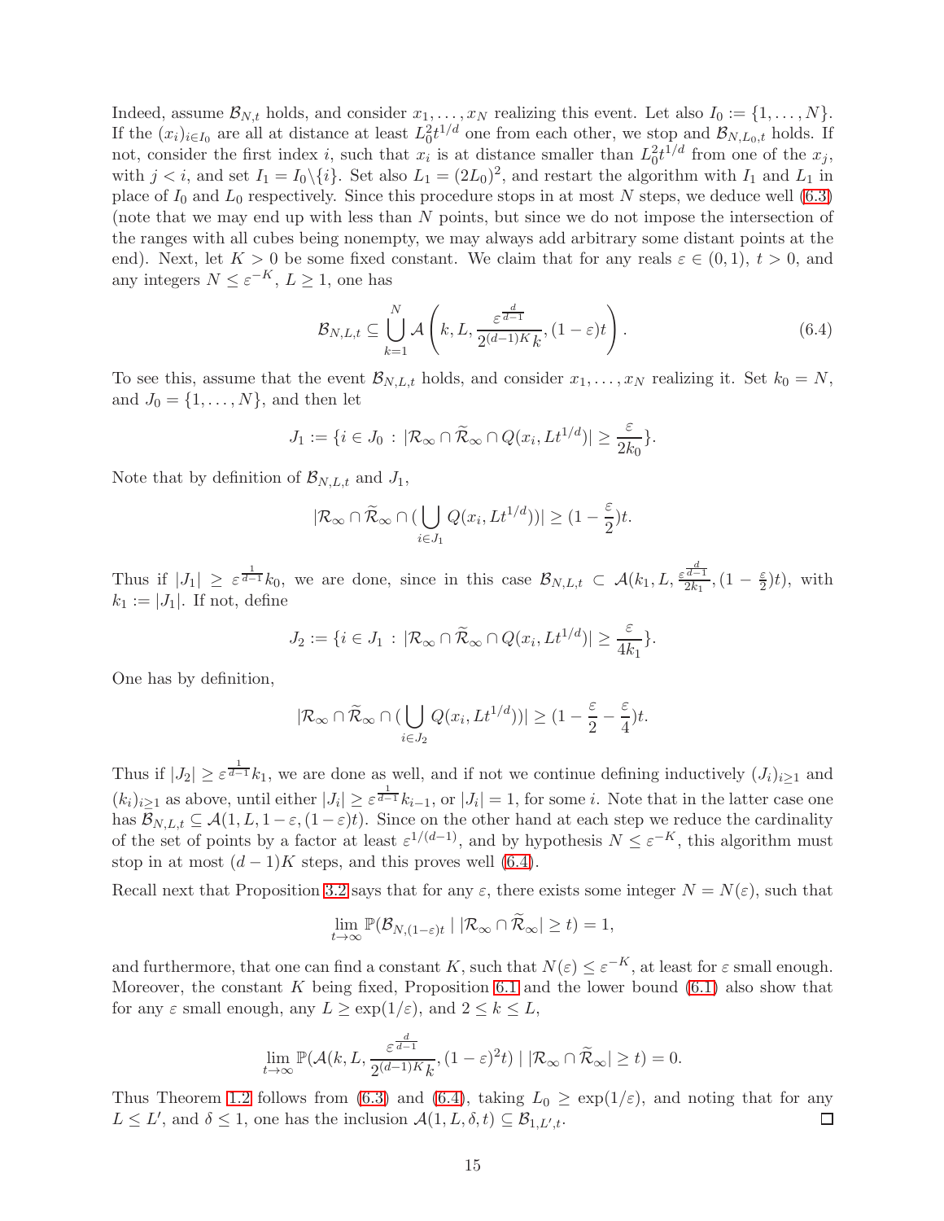Indeed, assume $\mathcal{B}_{N,t}$ holds, and consider $x_1, \dots, x_N$ realizing this event. Let also $I_0 := \{1, \dots, N\}$. If the $(x_i)_{i \in I_0}$ are all at distance at least $L_0^2 t^{1/d}$ one from each other, we stop and $\mathcal{B}_{N,L_0,t}$ holds. If not, consider the first index $i$, such that $x_i$ is at distance smaller than $L_0^2 t^{1/d}$ from one of the $x_j$, with $j < i$, and set $I_1 = I_0 \backslash \{i\}$. Set also $L_1 = (2L_0)^2$, and restart the algorithm with $I_1$ and $L_1$ in place of $I_0$ and $L_0$ respectively. Since this procedure stops in at most $N$ steps, we deduce well (6.3) (note that we may end up with less than $N$ points, but since we do not impose the intersection of the ranges with all cubes being nonempty, we may always add arbitrary some distant points at the end). Next, let $K > 0$ be some fixed constant. We claim that for any reals $\varepsilon \in (0,1)$, $t > 0$, and any integers $N \leq \varepsilon^{-K}$, $L \geq 1$, one has

$$\mathcal{B}_{N,L,t} \subseteq \bigcup_{k=1}^{N} \mathcal{A}\left(k, L, \frac{\varepsilon^{\frac{d}{d-1}}}{2^{(d-1)K} k}, (1-\varepsilon)t\right). \tag{6.4}$$

To see this, assume that the event $\mathcal{B}_{N,L,t}$ holds, and consider $x_1, \dots, x_N$ realizing it. Set $k_0 = N$, and $J_0 = \{1, \dots, N\}$, and then let

$$J_1 := \{i \in J_0 \, : \, |\mathcal{R}_\infty \cap \widetilde{\mathcal{R}}_\infty \cap Q(x_i, Lt^{1/d})| \geq \frac{\varepsilon}{2k_0}\}.$$

Note that by definition of $\mathcal{B}_{N,L,t}$ and $J_1$,

$$|\mathcal{R}_\infty \cap \widetilde{\mathcal{R}}_\infty \cap (\bigcup_{i \in J_1} Q(x_i, Lt^{1/d}))| \geq (1 - \frac{\varepsilon}{2})t.$$

Thus if $|J_1| \geq \varepsilon^{\frac{1}{d-1}} k_0$, we are done, since in this case $\mathcal{B}_{N,L,t} \subset \mathcal{A}(k_1, L, \frac{\varepsilon^{\frac{d}{d-1}}}{2k_1}, (1 - \frac{\varepsilon}{2})t)$, with $k_1 := |J_1|$. If not, define

$$J_2 := \{i \in J_1 \, : \, |\mathcal{R}_\infty \cap \widetilde{\mathcal{R}}_\infty \cap Q(x_i, Lt^{1/d})| \geq \frac{\varepsilon}{4k_1}\}.$$

One has by definition,

$$|\mathcal{R}_\infty \cap \widetilde{\mathcal{R}}_\infty \cap (\bigcup_{i \in J_2} Q(x_i, Lt^{1/d}))| \geq (1 - \frac{\varepsilon}{2} - \frac{\varepsilon}{4})t.$$

Thus if $|J_2| \geq \varepsilon^{\frac{1}{d-1}} k_1$, we are done as well, and if not we continue defining inductively $(J_i)_{i \geq 1}$ and $(k_i)_{i \geq 1}$ as above, until either $|J_i| \geq \varepsilon^{\frac{1}{d-1}} k_{i-1}$, or $|J_i| = 1$, for some $i$. Note that in the latter case one has $\mathcal{B}_{N,L,t} \subseteq \mathcal{A}(1, L, 1-\varepsilon, (1-\varepsilon)t)$. Since on the other hand at each step we reduce the cardinality of the set of points by a factor at least $\varepsilon^{1/(d-1)}$, and by hypothesis $N \leq \varepsilon^{-K}$, this algorithm must stop in at most $(d-1)K$ steps, and this proves well (6.4).

Recall next that Proposition 3.2 says that for any $\varepsilon$, there exists some integer $N = N(\varepsilon)$, such that

$$\lim_{t \to \infty} \mathbb{P}(\mathcal{B}_{N,(1-\varepsilon)t} \mid |\mathcal{R}_\infty \cap \widetilde{\mathcal{R}}_\infty| \geq t) = 1,$$

and furthermore, that one can find a constant $K$, such that $N(\varepsilon) \leq \varepsilon^{-K}$, at least for $\varepsilon$ small enough. Moreover, the constant $K$ being fixed, Proposition 6.1 and the lower bound (6.1) also show that for any $\varepsilon$ small enough, any $L \geq \exp(1/\varepsilon)$, and $2 \leq k \leq L$,

$$\lim_{t \to \infty} \mathbb{P}(\mathcal{A}(k, L, \frac{\varepsilon^{\frac{d}{d-1}}}{2^{(d-1)K} k}, (1-\varepsilon)^2 t) \mid |\mathcal{R}_\infty \cap \widetilde{\mathcal{R}}_\infty| \geq t) = 0.$$

Thus Theorem 1.2 follows from (6.3) and (6.4), taking $L_0 \geq \exp(1/\varepsilon)$, and noting that for any $L \leq L'$, and $\delta \leq 1$, one has the inclusion $\mathcal{A}(1, L, \delta, t) \subseteq \mathcal{B}_{1,L',t}$. □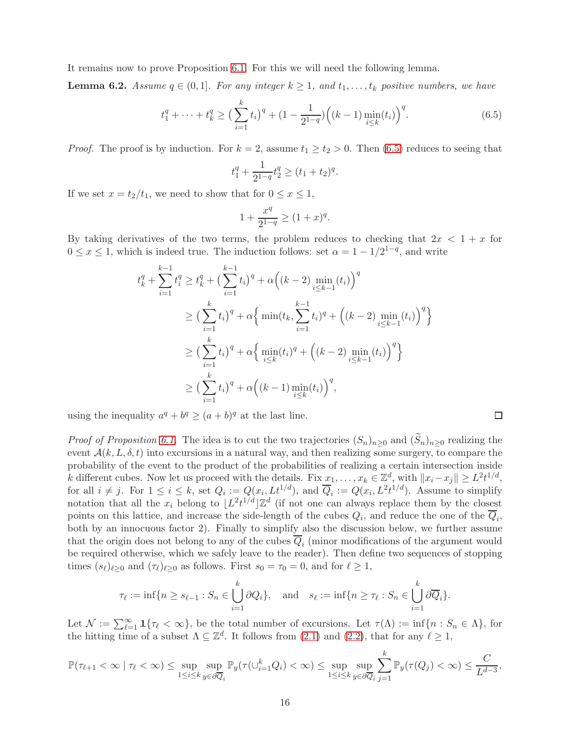It remains now to prove Proposition 6.1. For this we will need the following lemma.

**Lemma 6.2.** *Assume $q \in (0,1]$. For any integer $k \geq 1$, and $t_1, \dots, t_k$ positive numbers, we have*

$$t_1^q + \dots + t_k^q \geq \Big(\sum_{i=1}^k t_i\Big)^q + \Big(1 - \frac{1}{2^{1-q}}\Big)\Big((k-1)\min_{i\leq k}(t_i)\Big)^q. \tag{6.5}$$

*Proof.* The proof is by induction. For $k=2$, assume $t_1 \geq t_2 > 0$. Then (6.5) reduces to seeing that

$$t_1^q + \frac{1}{2^{1-q}} t_2^q \geq (t_1 + t_2)^q.$$

If we set $x = t_2/t_1$, we need to show that for $0 \leq x \leq 1$,

$$1 + \frac{x^q}{2^{1-q}} \geq (1+x)^q.$$

By taking derivatives of the two terms, the problem reduces to checking that $2x < 1 + x$ for $0 \leq x \leq 1$, which is indeed true. The induction follows: set $\alpha = 1 - 1/2^{1-q}$, and write

$$\begin{aligned}
t_k^q + \sum_{i=1}^{k-1} t_i^q &\geq t_k^q + \Big(\sum_{i=1}^{k-1} t_i\Big)^q + \alpha\Big((k-2)\min_{i\leq k-1}(t_i)\Big)^q \\
&\geq \Big(\sum_{i=1}^{k} t_i\Big)^q + \alpha\Big\{\min\big(t_k, \sum_{i=1}^{k-1} t_i\big)^q + \Big((k-2)\min_{i\leq k-1}(t_i)\Big)^q\Big\} \\
&\geq \Big(\sum_{i=1}^{k} t_i\Big)^q + \alpha\Big\{\min_{i\leq k}(t_i)^q + \Big((k-2)\min_{i\leq k-1}(t_i)\Big)^q\Big\} \\
&\geq \Big(\sum_{i=1}^{k} t_i\Big)^q + \alpha\Big((k-1)\min_{i\leq k}(t_i)\Big)^q,
\end{aligned}$$

using the inequality $a^q + b^q \geq (a+b)^q$ at the last line. $\square$

*Proof of Proposition 6.1.* The idea is to cut the two trajectories $(S_n)_{n\geq 0}$ and $(\widetilde{S}_n)_{n\geq 0}$ realizing the event $\mathcal{A}(k, L, \delta, t)$ into excursions in a natural way, and then realizing some surgery, to compare the probability of the event to the product of the probabilities of realizing a certain intersection inside $k$ different cubes. Now let us proceed with the details. Fix $x_1, \dots, x_k \in \mathbb{Z}^d$, with $\|x_i - x_j\| \geq L^2 t^{1/d}$, for all $i \neq j$. For $1 \leq i \leq k$, set $Q_i := Q(x_i, Lt^{1/d})$, and $\overline{Q}_i := Q(x_i, L^2 t^{1/d})$. Assume to simplify notation that all the $x_i$ belong to $\lfloor L^2 t^{1/d} \rfloor \mathbb{Z}^d$ (if not one can always replace them by the closest points on this lattice, and increase the side-length of the cubes $Q_i$, and reduce the one of the $\overline{Q}_i$, both by an innocuous factor 2). Finally to simplify also the discussion below, we further assume that the origin does not belong to any of the cubes $\overline{Q}_i$ (minor modifications of the argument would be required otherwise, which we safely leave to the reader). Then define two sequences of stopping times $(s_\ell)_{\ell\geq 0}$ and $(\tau_\ell)_{\ell \geq 0}$ as follows. First $s_0 = \tau_0 = 0$, and for $\ell \geq 1$,

$$\tau_\ell := \inf\{n \geq s_{\ell-1} : S_n \in \bigcup_{i=1}^k \partial Q_i\}, \quad \text{and} \quad s_\ell := \inf\{n \geq \tau_\ell : S_n \in \bigcup_{i=1}^k \partial \overline{Q}_i\}.$$

Let $\mathcal{N} := \sum_{\ell=1}^\infty \mathbf{1}\{\tau_\ell < \infty\}$, be the total number of excursions. Let $\tau(\Lambda) := \inf\{n : S_n \in \Lambda\}$, for the hitting time of a subset $\Lambda \subseteq \mathbb{Z}^d$. It follows from (2.1) and (2.2), that for any $\ell \geq 1$,

$$\mathbb{P}(\tau_{\ell+1} < \infty \mid \tau_\ell < \infty) \leq \sup_{1\leq i\leq k} \sup_{y \in \partial \overline{Q}_i} \mathbb{P}_y(\tau(\cup_{i=1}^k Q_i) < \infty) \leq \sup_{1\leq i\leq k} \sup_{y\in\partial\overline{Q}_i} \sum_{j=1}^k \mathbb{P}_y(\tau(Q_j) < \infty) \leq \frac{C}{L^{d-3}},$$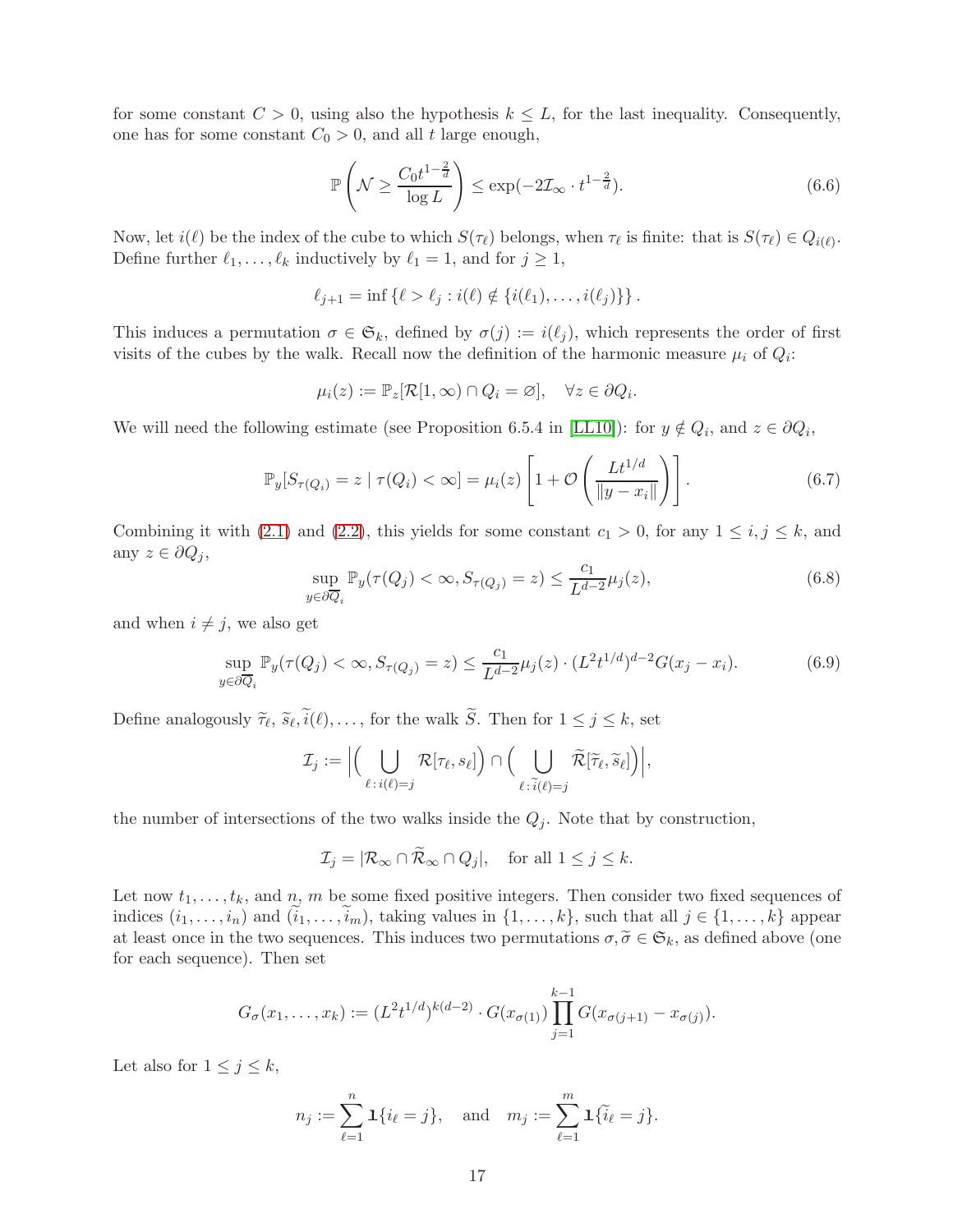for some constant $C > 0$, using also the hypothesis $k \le L$, for the last inequality. Consequently, one has for some constant $C_0 > 0$, and all $t$ large enough,

$$\mathbb{P}\left(\mathcal{N} \ge \frac{C_0 t^{1-\frac{2}{d}}}{\log L}\right) \le \exp(-2\mathcal{I}_\infty \cdot t^{1-\frac{2}{d}}). \tag{6.6}$$

Now, let $i(\ell)$ be the index of the cube to which $S(\tau_\ell)$ belongs, when $\tau_\ell$ is finite: that is $S(\tau_\ell) \in Q_{i(\ell)}$. Define further $\ell_1, \dots, \ell_k$ inductively by $\ell_1 = 1$, and for $j \ge 1$,

$$\ell_{j+1} = \inf\left\{\ell > \ell_j : i(\ell) \notin \{i(\ell_1), \dots, i(\ell_j)\}\right\}.$$

This induces a permutation $\sigma \in \mathfrak{S}_k$, defined by $\sigma(j) := i(\ell_j)$, which represents the order of first visits of the cubes by the walk. Recall now the definition of the harmonic measure $\mu_i$ of $Q_i$:

$$\mu_i(z) := \mathbb{P}_z[\mathcal{R}[1,\infty) \cap Q_i = \varnothing], \quad \forall z \in \partial Q_i.$$

We will need the following estimate (see Proposition 6.5.4 in [LL10]): for $y \notin Q_i$, and $z \in \partial Q_i$,

$$\mathbb{P}_y[S_{\tau(Q_i)} = z \mid \tau(Q_i) < \infty] = \mu_i(z)\left[1 + \mathcal{O}\left(\frac{Lt^{1/d}}{\|y - x_i\|}\right)\right]. \tag{6.7}$$

Combining it with (2.1) and (2.2), this yields for some constant $c_1 > 0$, for any $1 \le i, j \le k$, and any $z \in \partial Q_j$,

$$\sup_{y \in \partial \overline{Q}_i} \mathbb{P}_y(\tau(Q_j) < \infty, S_{\tau(Q_j)} = z) \le \frac{c_1}{L^{d-2}}\mu_j(z), \tag{6.8}$$

and when $i \ne j$, we also get

$$\sup_{y \in \partial \overline{Q}_i} \mathbb{P}_y(\tau(Q_j) < \infty, S_{\tau(Q_j)} = z) \le \frac{c_1}{L^{d-2}}\mu_j(z) \cdot (L^2 t^{1/d})^{d-2} G(x_j - x_i). \tag{6.9}$$

Define analogously $\widetilde{\tau}_\ell$, $\widetilde{s}_\ell, \widetilde{i}(\ell), \dots$, for the walk $\widetilde{S}$. Then for $1 \le j \le k$, set

$$\mathcal{I}_j := \Big|\Big(\bigcup_{\ell \,:\, i(\ell) = j} \mathcal{R}[\tau_\ell, s_\ell]\Big) \cap \Big(\bigcup_{\ell \,:\, \widetilde{i}(\ell) = j} \widetilde{\mathcal{R}}[\widetilde{\tau}_\ell, \widetilde{s}_\ell]\Big)\Big|,$$

the number of intersections of the two walks inside the $Q_j$. Note that by construction,

$$\mathcal{I}_j = |\mathcal{R}_\infty \cap \widetilde{\mathcal{R}}_\infty \cap Q_j|, \quad \text{for all } 1 \le j \le k.$$

Let now $t_1, \dots, t_k$, and $n$, $m$ be some fixed positive integers. Then consider two fixed sequences of indices $(i_1, \dots, i_n)$ and $(\widetilde{i}_1, \dots, \widetilde{i}_m)$, taking values in $\{1, \dots, k\}$, such that all $j \in \{1, \dots, k\}$ appear at least once in the two sequences. This induces two permutations $\sigma, \widetilde{\sigma} \in \mathfrak{S}_k$, as defined above (one for each sequence). Then set

$$G_\sigma(x_1, \dots, x_k) := (L^2 t^{1/d})^{k(d-2)} \cdot G(x_{\sigma(1)}) \prod_{j=1}^{k-1} G(x_{\sigma(j+1)} - x_{\sigma(j)}).$$

Let also for $1 \le j \le k$,

$$n_j := \sum_{\ell=1}^{n} \mathbf{1}\{i_\ell = j\}, \quad \text{and} \quad m_j := \sum_{\ell=1}^{m} \mathbf{1}\{\widetilde{i}_\ell = j\}.$$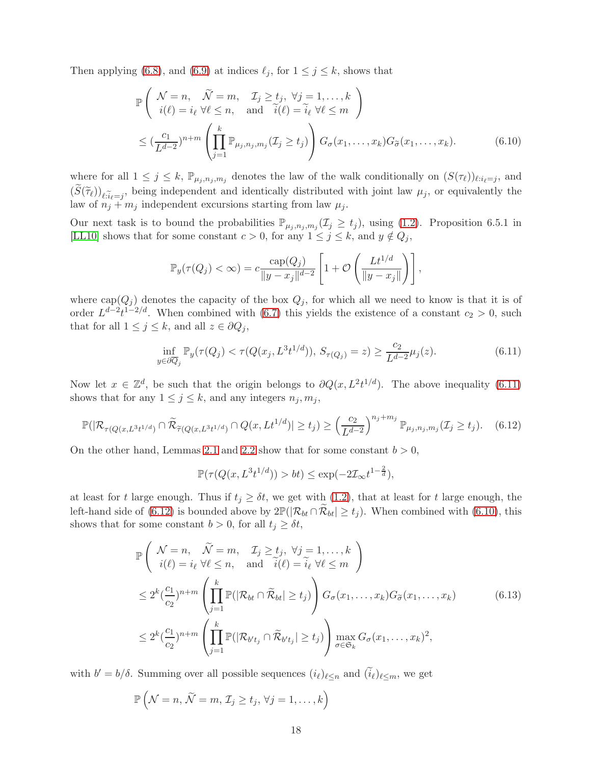Then applying (6.8), and (6.9) at indices $\ell_j$, for $1 \le j \le k$, shows that

$$
\begin{aligned}
&\mathbb{P}\left(\begin{array}{c} \mathcal{N} = n, \quad \widetilde{\mathcal{N}} = m, \quad \mathcal{I}_j \ge t_j, \ \forall j = 1, \dots, k \\ i(\ell) = i_\ell \ \forall \ell \le n, \quad \text{and} \quad \widetilde{i}(\ell) = \widetilde{i}_\ell \ \forall \ell \le m \end{array}\right) \\
&\le \left(\frac{c_1}{L^{d-2}}\right)^{n+m} \left(\prod_{j=1}^k \mathbb{P}_{\mu_j, n_j, m_j}(\mathcal{I}_j \ge t_j)\right) G_\sigma(x_1, \dots, x_k) G_{\widetilde{\sigma}}(x_1, \dots, x_k). \qquad (6.10)
\end{aligned}
$$

where for all $1 \le j \le k$, $\mathbb{P}_{\mu_j, n_j, m_j}$ denotes the law of the walk conditionally on $(S(\tau_\ell))_{\ell : i_\ell = j}$, and $(\widetilde{S}(\widetilde{\tau}_\ell))_{\ell : \widetilde{i}_\ell = j}$, being independent and identically distributed with joint law $\mu_j$, or equivalently the law of $n_j + m_j$ independent excursions starting from law $\mu_j$.

Our next task is to bound the probabilities $\mathbb{P}_{\mu_j, n_j, m_j}(\mathcal{I}_j \ge t_j)$, using (1.2). Proposition 6.5.1 in [LL10] shows that for some constant $c > 0$, for any $1 \le j \le k$, and $y \notin Q_j$,

$$
\mathbb{P}_y(\tau(Q_j) < \infty) = c \frac{\operatorname{cap}(Q_j)}{\|y - x_j\|^{d-2}} \left[1 + \mathcal{O}\left(\frac{L t^{1/d}}{\|y - x_j\|}\right)\right],
$$

where $\operatorname{cap}(Q_j)$ denotes the capacity of the box $Q_j$, for which all we need to know is that it is of order $L^{d-2} t^{1-2/d}$. When combined with (6.7) this yields the existence of a constant $c_2 > 0$, such that for all $1 \le j \le k$, and all $z \in \partial Q_j$,

$$
\inf_{y \in \partial \overline{Q}_j} \mathbb{P}_y(\tau(Q_j) < \tau(Q(x_j, L^3 t^{1/d})), \, S_{\tau(Q_j)} = z) \ge \frac{c_2}{L^{d-2}} \mu_j(z). \qquad (6.11)
$$

Now let $x \in \mathbb{Z}^d$, be such that the origin belongs to $\partial Q(x, L^2 t^{1/d})$. The above inequality (6.11) shows that for any $1 \le j \le k$, and any integers $n_j, m_j$,

$$
\mathbb{P}(|\mathcal{R}_{\tau(Q(x, L^3 t^{1/d})} \cap \widetilde{\mathcal{R}}_{\widetilde{\tau}(Q(x, L^3 t^{1/d})} \cap Q(x, L t^{1/d})| \ge t_j) \ge \left(\frac{c_2}{L^{d-2}}\right)^{n_j + m_j} \mathbb{P}_{\mu_j, n_j, m_j}(\mathcal{I}_j \ge t_j). \qquad (6.12)
$$

On the other hand, Lemmas 2.1 and 2.2 show that for some constant $b > 0$,

$$
\mathbb{P}(\tau(Q(x, L^3 t^{1/d})) > bt) \le \exp(-2\mathcal{I}_\infty t^{1-\frac{2}{d}}),
$$

at least for $t$ large enough. Thus if $t_j \ge \delta t$, we get with (1.2), that at least for $t$ large enough, the left-hand side of (6.12) is bounded above by $2\mathbb{P}(|\mathcal{R}_{bt} \cap \widetilde{\mathcal{R}}_{bt}| \ge t_j)$. When combined with (6.10), this shows that for some constant $b > 0$, for all $t_j \ge \delta t$,

$$
\begin{aligned}
&\mathbb{P}\left(\begin{array}{c} \mathcal{N} = n, \quad \widetilde{\mathcal{N}} = m, \quad \mathcal{I}_j \ge t_j, \ \forall j = 1, \dots, k \\ i(\ell) = i_\ell \ \forall \ell \le n, \quad \text{and} \quad \widetilde{i}(\ell) = \widetilde{i}_\ell \ \forall \ell \le m \end{array}\right) \\
&\le 2^k \left(\frac{c_1}{c_2}\right)^{n+m} \left(\prod_{j=1}^k \mathbb{P}(|\mathcal{R}_{bt} \cap \widetilde{\mathcal{R}}_{bt}| \ge t_j)\right) G_\sigma(x_1, \dots, x_k) G_{\widetilde{\sigma}}(x_1, \dots, x_k) \qquad (6.13) \\
&\le 2^k \left(\frac{c_1}{c_2}\right)^{n+m} \left(\prod_{j=1}^k \mathbb{P}(|\mathcal{R}_{b' t_j} \cap \widetilde{\mathcal{R}}_{b' t_j}| \ge t_j)\right) \max_{\sigma \in \mathfrak{S}_k} G_\sigma(x_1, \dots, x_k)^2,
\end{aligned}
$$

with $b' = b/\delta$. Summing over all possible sequences $(i_\ell)_{\ell \le n}$ and $(\widetilde{i}_\ell)_{\ell \le m}$, we get

$$
\mathbb{P}\left(\mathcal{N} = n, \, \widetilde{\mathcal{N}} = m, \, \mathcal{I}_j \ge t_j, \, \forall j = 1, \dots, k\right)
$$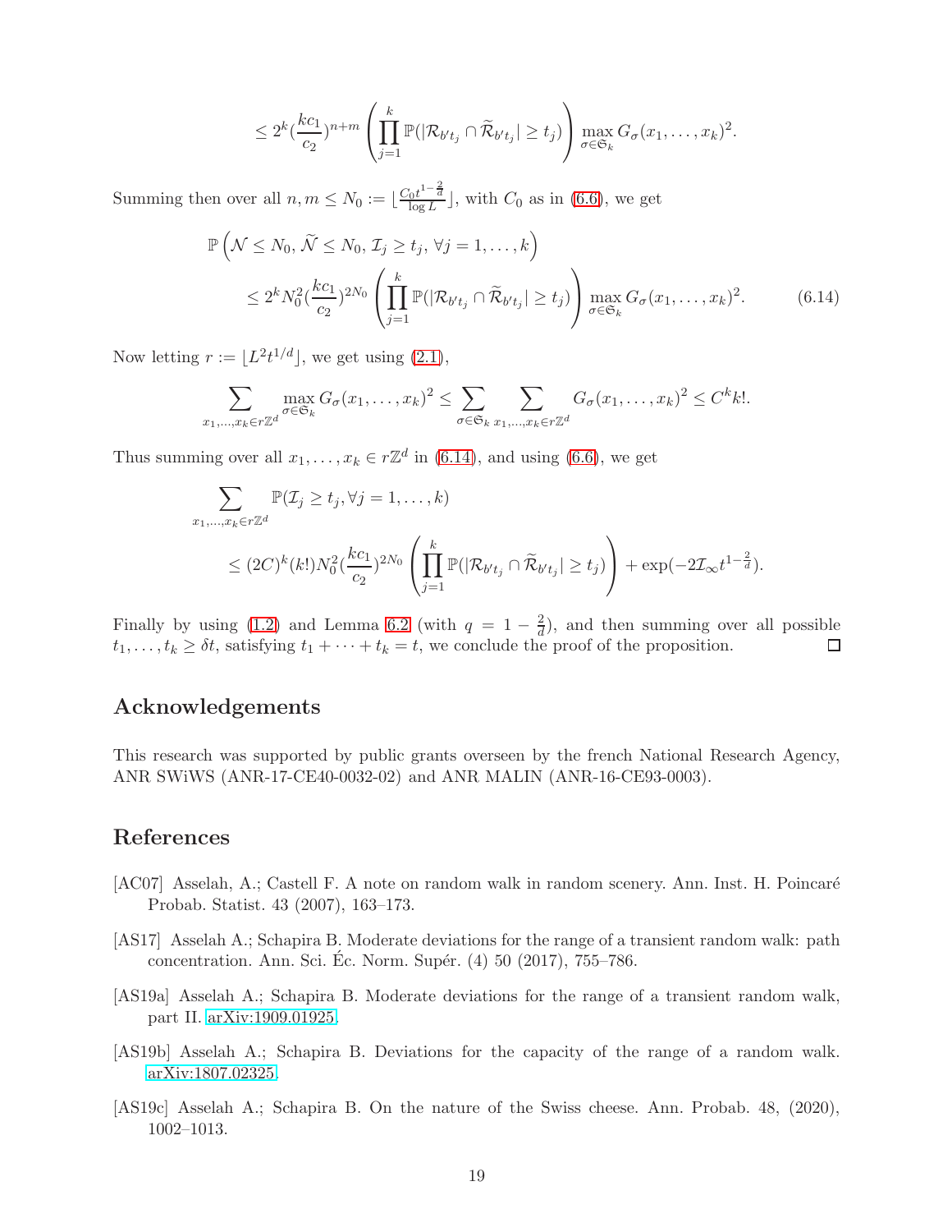$$\leq 2^k (\frac{kc_1}{c_2})^{n+m} \left( \prod_{j=1}^k \mathbb{P}(|\mathcal{R}_{b't_j} \cap \widetilde{\mathcal{R}}_{b't_j}| \geq t_j) \right) \max_{\sigma \in \mathfrak{S}_k} G_\sigma(x_1, \dots, x_k)^2.$$

Summing then over all $n, m \leq N_0 := \lfloor \frac{C_0 t^{1-\frac{2}{d}}}{\log L} \rfloor$, with $C_0$ as in (6.6), we get

$$\mathbb{P}\left( \mathcal{N} \leq N_0, \widetilde{\mathcal{N}} \leq N_0, \mathcal{I}_j \geq t_j, \forall j = 1, \dots, k \right)$$
$$\leq 2^k N_0^2 (\frac{kc_1}{c_2})^{2N_0} \left( \prod_{j=1}^k \mathbb{P}(|\mathcal{R}_{b't_j} \cap \widetilde{\mathcal{R}}_{b't_j}| \geq t_j) \right) \max_{\sigma \in \mathfrak{S}_k} G_\sigma(x_1, \dots, x_k)^2. \tag{6.14}$$

Now letting $r := \lfloor L^2 t^{1/d} \rfloor$, we get using (2.1),

$$\sum_{x_1, \dots, x_k \in r\mathbb{Z}^d} \max_{\sigma \in \mathfrak{S}_k} G_\sigma(x_1, \dots, x_k)^2 \leq \sum_{\sigma \in \mathfrak{S}_k} \sum_{x_1, \dots, x_k \in r\mathbb{Z}^d} G_\sigma(x_1, \dots, x_k)^2 \leq C^k k!.$$

Thus summing over all $x_1, \dots, x_k \in r\mathbb{Z}^d$ in (6.14), and using (6.6), we get

$$\sum_{x_1, \dots, x_k \in r\mathbb{Z}^d} \mathbb{P}(\mathcal{I}_j \geq t_j, \forall j = 1, \dots, k)$$
$$\leq (2C)^k (k!) N_0^2 (\frac{kc_1}{c_2})^{2N_0} \left( \prod_{j=1}^k \mathbb{P}(|\mathcal{R}_{b't_j} \cap \widetilde{\mathcal{R}}_{b't_j}| \geq t_j) \right) + \exp(-2\mathcal{I}_\infty t^{1-\frac{2}{d}}).$$

Finally by using (1.2) and Lemma 6.2 (with $q = 1 - \frac{2}{d}$), and then summing over all possible $t_1, \dots, t_k \geq \delta t$, satisfying $t_1 + \dots + t_k = t$, we conclude the proof of the proposition. □

## Acknowledgements

This research was supported by public grants overseen by the french National Research Agency, ANR SWiWS (ANR-17-CE40-0032-02) and ANR MALIN (ANR-16-CE93-0003).

## References

[AC07] Asselah, A.; Castell F. A note on random walk in random scenery. Ann. Inst. H. Poincaré Probab. Statist. 43 (2007), 163–173.

[AS17] Asselah A.; Schapira B. Moderate deviations for the range of a transient random walk: path concentration. Ann. Sci. Éc. Norm. Supér. (4) 50 (2017), 755–786.

[AS19a] Asselah A.; Schapira B. Moderate deviations for the range of a transient random walk, part II. arXiv:1909.01925.

[AS19b] Asselah A.; Schapira B. Deviations for the capacity of the range of a random walk. arXiv:1807.02325.

[AS19c] Asselah A.; Schapira B. On the nature of the Swiss cheese. Ann. Probab. 48, (2020), 1002–1013.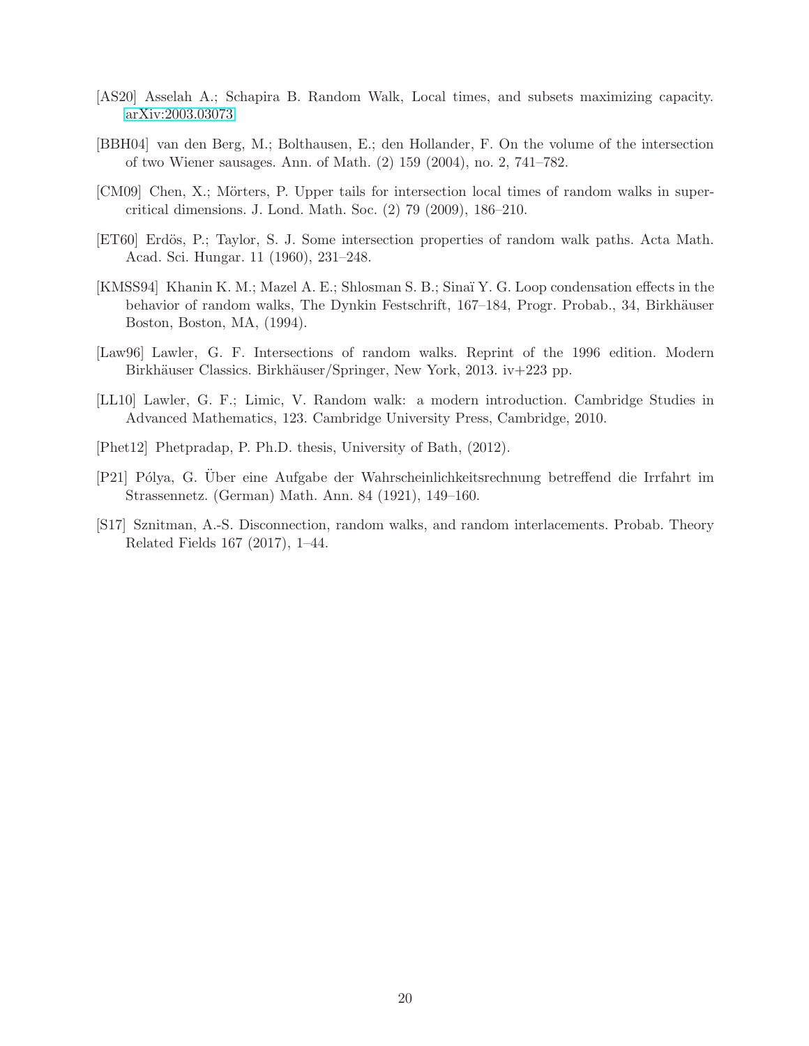[AS20] Asselah A.; Schapira B. Random Walk, Local times, and subsets maximizing capacity. arXiv:2003.03073.

[BBH04] van den Berg, M.; Bolthausen, E.; den Hollander, F. On the volume of the intersection of two Wiener sausages. Ann. of Math. (2) 159 (2004), no. 2, 741–782.

[CM09] Chen, X.; Mörters, P. Upper tails for intersection local times of random walks in supercritical dimensions. J. Lond. Math. Soc. (2) 79 (2009), 186–210.

[ET60] Erdös, P.; Taylor, S. J. Some intersection properties of random walk paths. Acta Math. Acad. Sci. Hungar. 11 (1960), 231–248.

[KMSS94] Khanin K. M.; Mazel A. E.; Shlosman S. B.; Sinaï Y. G. Loop condensation effects in the behavior of random walks, The Dynkin Festschrift, 167–184, Progr. Probab., 34, Birkhäuser Boston, Boston, MA, (1994).

[Law96] Lawler, G. F. Intersections of random walks. Reprint of the 1996 edition. Modern Birkhäuser Classics. Birkhäuser/Springer, New York, 2013. iv+223 pp.

[LL10] Lawler, G. F.; Limic, V. Random walk: a modern introduction. Cambridge Studies in Advanced Mathematics, 123. Cambridge University Press, Cambridge, 2010.

[Phet12] Phetpradap, P. Ph.D. thesis, University of Bath, (2012).

[P21] Pólya, G. Über eine Aufgabe der Wahrscheinlichkeitsrechnung betreffend die Irrfahrt im Strassennetz. (German) Math. Ann. 84 (1921), 149–160.

[S17] Sznitman, A.-S. Disconnection, random walks, and random interlacements. Probab. Theory Related Fields 167 (2017), 1–44.